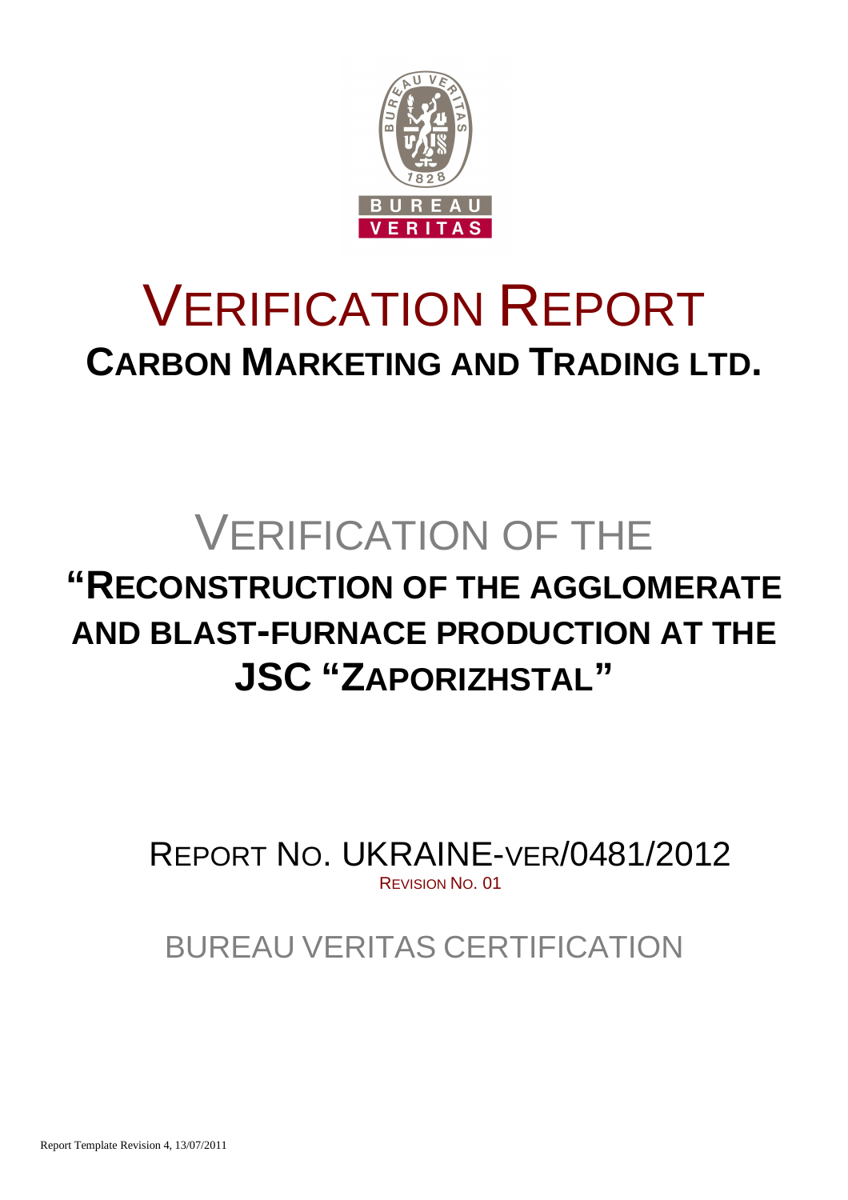# VERIFICATION REPORT

## CARBON MARKETING AND TRADING LTD.

# VERIFICATION OF THE

## "RECONSTRUCTION OF THE AGGLOMERATE AND BLAST-FURNACE PRODUCTION AT THE JSC "ZAPORIZHSTAL"

REPORT NO. UKRAINE-VER/0481/2012

REVISION NO. 01

BUREAU VERITAS CERTIFICATION

Report Template Revision 4, 13/07/2011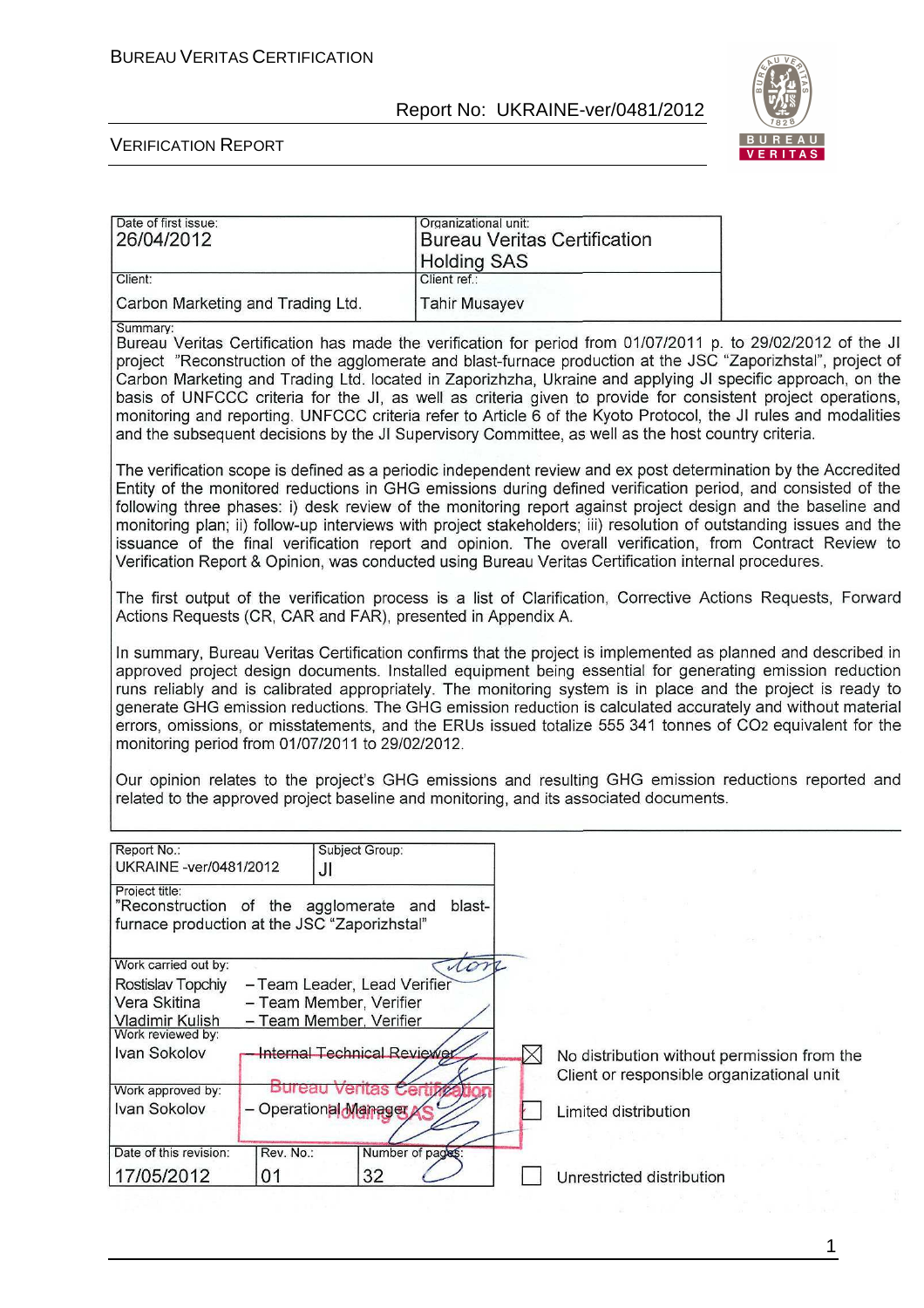| Date of first issue: | Organizational unit: |
|---|---|
| 26/04/2012 | Bureau Veritas Certification Holding SAS |
| Client: | Client ref.: |
| Carbon Marketing and Trading Ltd. | Tahir Musayev |

Summary:

Bureau Veritas Certification has made the verification for period from 01/07/2011 p. to 29/02/2012 of the JI project "Reconstruction of the agglomerate and blast-furnace production at the JSC "Zaporizhstal", project of Carbon Marketing and Trading Ltd. located in Zaporizhzha, Ukraine and applying JI specific approach, on the basis of UNFCCC criteria for the JI, as well as criteria given to provide for consistent project operations, monitoring and reporting. UNFCCC criteria refer to Article 6 of the Kyoto Protocol, the JI rules and modalities and the subsequent decisions by the JI Supervisory Committee, as well as the host country criteria.

The verification scope is defined as a periodic independent review and ex post determination by the Accredited Entity of the monitored reductions in GHG emissions during defined verification period, and consisted of the following three phases: i) desk review of the monitoring report against project design and the baseline and monitoring plan; ii) follow-up interviews with project stakeholders; iii) resolution of outstanding issues and the issuance of the final verification report and opinion. The overall verification, from Contract Review to Verification Report & Opinion, was conducted using Bureau Veritas Certification internal procedures.

The first output of the verification process is a list of Clarification, Corrective Actions Requests, Forward Actions Requests (CR, CAR and FAR), presented in Appendix A.

In summary, Bureau Veritas Certification confirms that the project is implemented as planned and described in approved project design documents. Installed equipment being essential for generating emission reduction runs reliably and is calibrated appropriately. The monitoring system is in place and the project is ready to generate GHG emission reductions. The GHG emission reduction is calculated accurately and without material errors, omissions, or misstatements, and the ERUs issued totalize 555 341 tonnes of $CO_2$ equivalent for the monitoring period from 01/07/2011 to 29/02/2012.

Our opinion relates to the project's GHG emissions and resulting GHG emission reductions reported and related to the approved project baseline and monitoring, and its associated documents.

| Report No.: | Subject Group: |
|---|---|
| UKRAINE -ver/0481/2012 | JI |

Project title:
"Reconstruction of the agglomerate and blast-furnace production at the JSC "Zaporizhstal"

Work carried out by:
- Rostislav Topchiy – Team Leader, Lead Verifier
- Vera Skitina – Team Member, Verifier
- Vladimir Kulish – Team Member, Verifier

Work reviewed by:
- Ivan Sokolov – Internal Technical Reviewer

Work approved by:
- Ivan Sokolov – Operational Manager

Bureau Veritas Certification Holding SAS

| Date of this revision: | Rev. No.: | Number of pages: |
|---|---|---|
| 17/05/2012 | 01 | 32 |

- ☒ No distribution without permission from the Client or responsible organizational unit
- ☐ Limited distribution
- ☐ Unrestricted distribution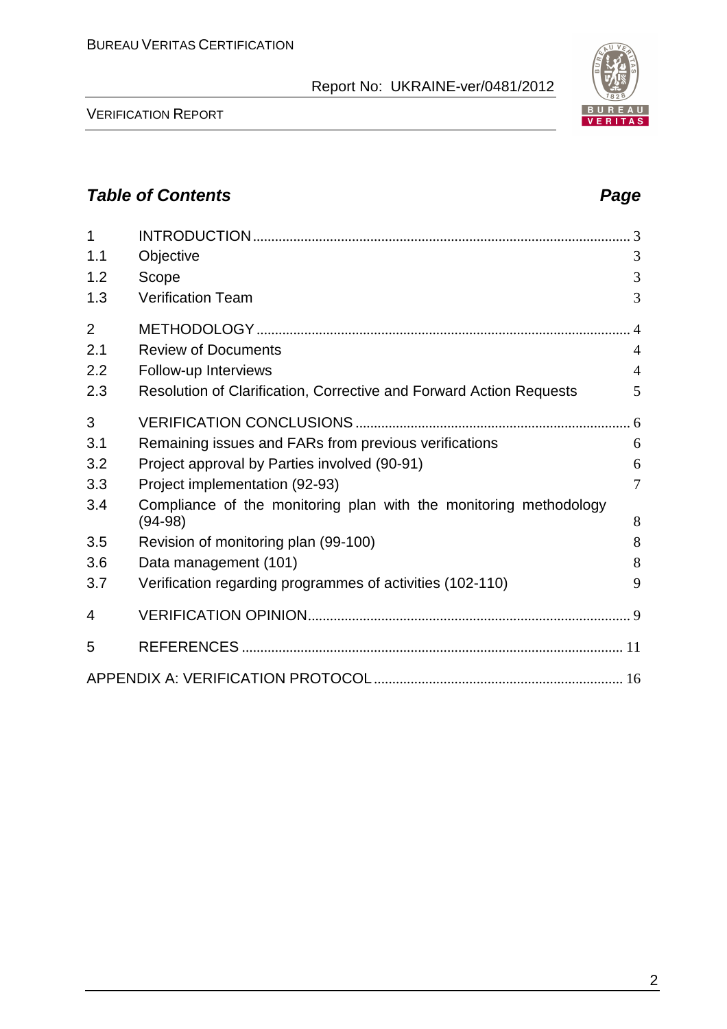## *Table of Contents* *Page*

| | | |
|---|---|---|
| 1 | INTRODUCTION | 3 |
| 1.1 | Objective | 3 |
| 1.2 | Scope | 3 |
| 1.3 | Verification Team | 3 |
| 2 | METHODOLOGY | 4 |
| 2.1 | Review of Documents | 4 |
| 2.2 | Follow-up Interviews | 4 |
| 2.3 | Resolution of Clarification, Corrective and Forward Action Requests | 5 |
| 3 | VERIFICATION CONCLUSIONS | 6 |
| 3.1 | Remaining issues and FARs from previous verifications | 6 |
| 3.2 | Project approval by Parties involved (90-91) | 6 |
| 3.3 | Project implementation (92-93) | 7 |
| 3.4 | Compliance of the monitoring plan with the monitoring methodology (94-98) | 8 |
| 3.5 | Revision of monitoring plan (99-100) | 8 |
| 3.6 | Data management (101) | 8 |
| 3.7 | Verification regarding programmes of activities (102-110) | 9 |
| 4 | VERIFICATION OPINION | 9 |
| 5 | REFERENCES | 11 |
| | APPENDIX A: VERIFICATION PROTOCOL | 16 |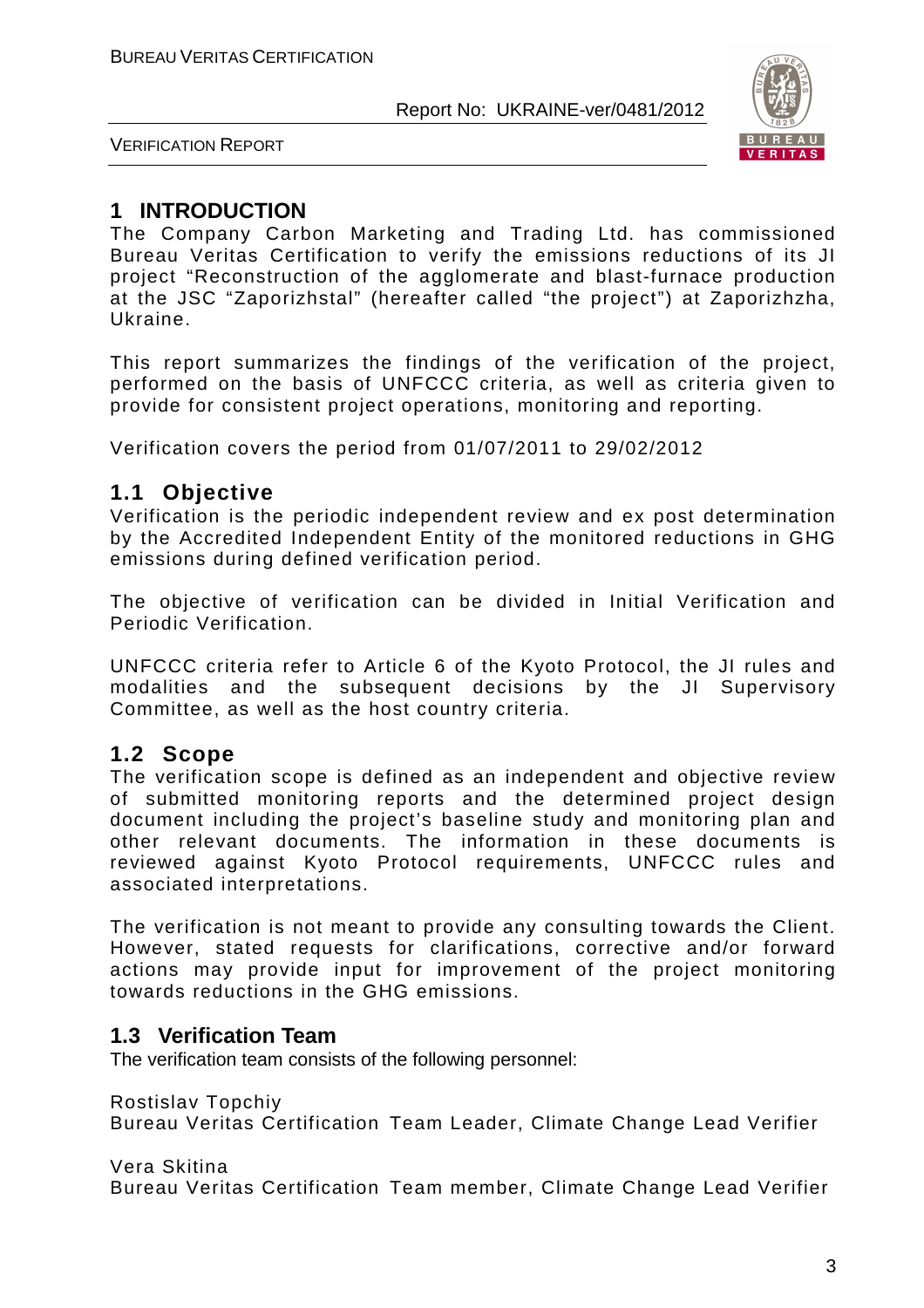# 1 INTRODUCTION

The Company Carbon Marketing and Trading Ltd. has commissioned Bureau Veritas Certification to verify the emissions reductions of its JI project "Reconstruction of the agglomerate and blast-furnace production at the JSC "Zaporizhstal" (hereafter called "the project") at Zaporizhzha, Ukraine.

This report summarizes the findings of the verification of the project, performed on the basis of UNFCCC criteria, as well as criteria given to provide for consistent project operations, monitoring and reporting.

Verification covers the period from 01/07/2011 to 29/02/2012

## 1.1 Objective

Verification is the periodic independent review and ex post determination by the Accredited Independent Entity of the monitored reductions in GHG emissions during defined verification period.

The objective of verification can be divided in Initial Verification and Periodic Verification.

UNFCCC criteria refer to Article 6 of the Kyoto Protocol, the JI rules and modalities and the subsequent decisions by the JI Supervisory Committee, as well as the host country criteria.

## 1.2 Scope

The verification scope is defined as an independent and objective review of submitted monitoring reports and the determined project design document including the project's baseline study and monitoring plan and other relevant documents. The information in these documents is reviewed against Kyoto Protocol requirements, UNFCCC rules and associated interpretations.

The verification is not meant to provide any consulting towards the Client. However, stated requests for clarifications, corrective and/or forward actions may provide input for improvement of the project monitoring towards reductions in the GHG emissions.

## 1.3 Verification Team

The verification team consists of the following personnel:

Rostislav Topchiy
Bureau Veritas Certification Team Leader, Climate Change Lead Verifier

Vera Skitina
Bureau Veritas Certification Team member, Climate Change Lead Verifier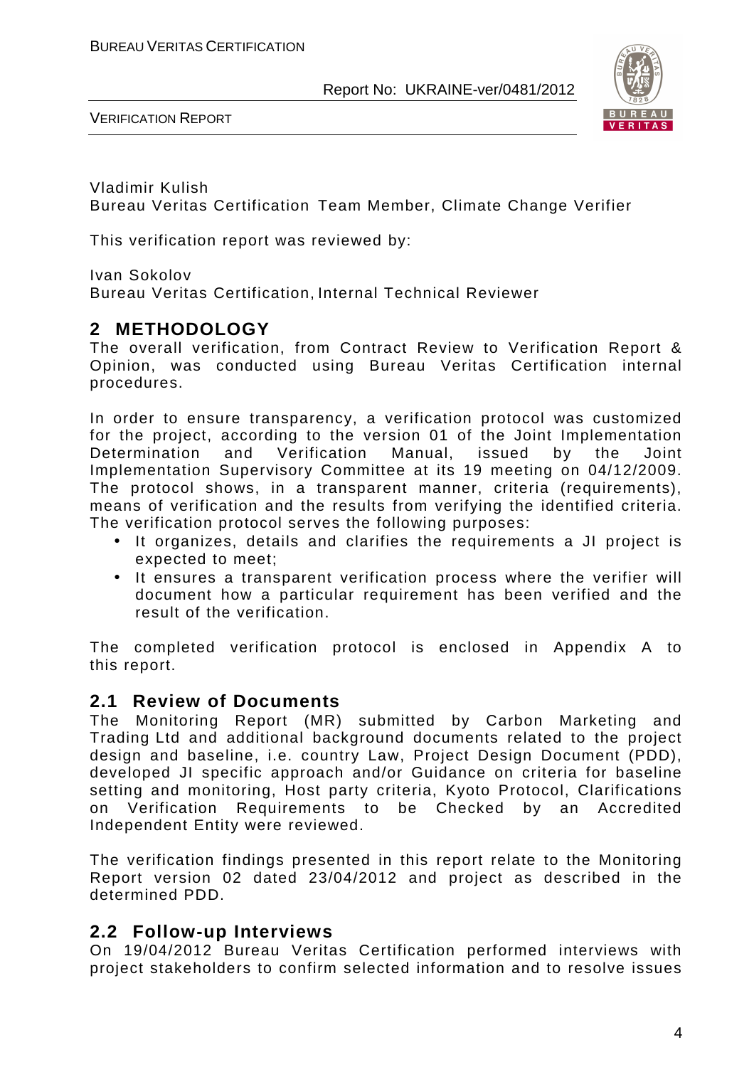Vladimir Kulish
Bureau Veritas Certification Team Member, Climate Change Verifier

This verification report was reviewed by:

Ivan Sokolov
Bureau Veritas Certification, Internal Technical Reviewer

## 2 METHODOLOGY

The overall verification, from Contract Review to Verification Report & Opinion, was conducted using Bureau Veritas Certification internal procedures.

In order to ensure transparency, a verification protocol was customized for the project, according to the version 01 of the Joint Implementation Determination and Verification Manual, issued by the Joint Implementation Supervisory Committee at its 19 meeting on 04/12/2009. The protocol shows, in a transparent manner, criteria (requirements), means of verification and the results from verifying the identified criteria. The verification protocol serves the following purposes:

- It organizes, details and clarifies the requirements a JI project is expected to meet;
- It ensures a transparent verification process where the verifier will document how a particular requirement has been verified and the result of the verification.

The completed verification protocol is enclosed in Appendix A to this report.

### 2.1 Review of Documents

The Monitoring Report (MR) submitted by Carbon Marketing and Trading Ltd and additional background documents related to the project design and baseline, i.e. country Law, Project Design Document (PDD), developed JI specific approach and/or Guidance on criteria for baseline setting and monitoring, Host party criteria, Kyoto Protocol, Clarifications on Verification Requirements to be Checked by an Accredited Independent Entity were reviewed.

The verification findings presented in this report relate to the Monitoring Report version 02 dated 23/04/2012 and project as described in the determined PDD.

### 2.2 Follow-up Interviews

On 19/04/2012 Bureau Veritas Certification performed interviews with project stakeholders to confirm selected information and to resolve issues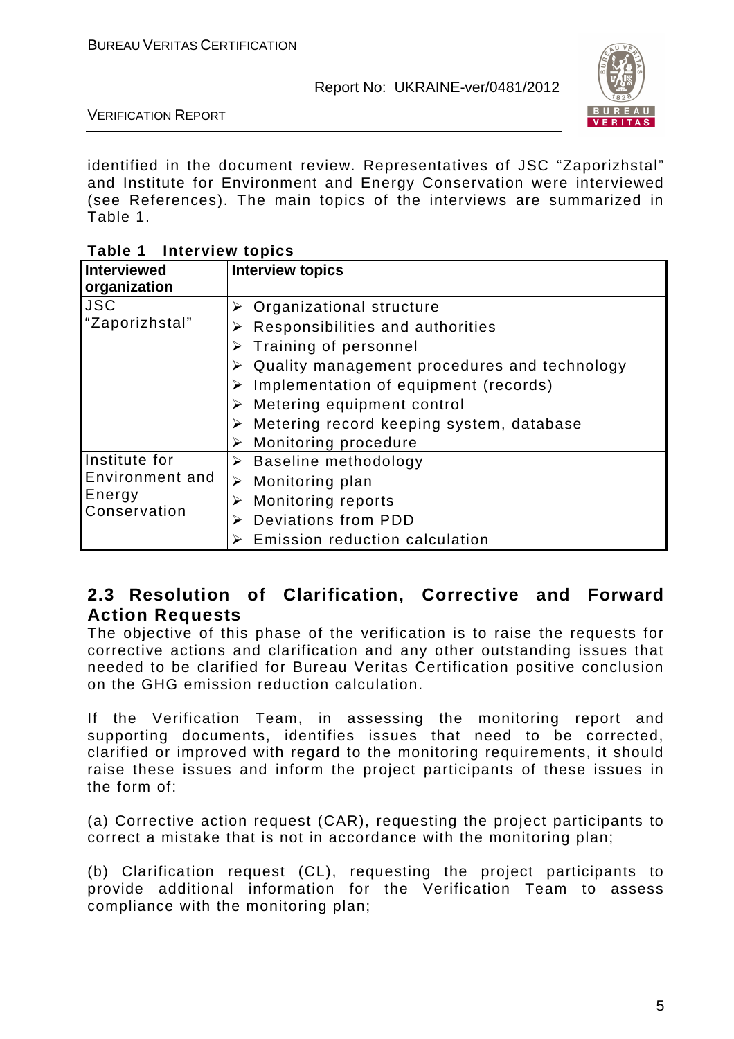identified in the document review. Representatives of JSC "Zaporizhstal" and Institute for Environment and Energy Conservation were interviewed (see References). The main topics of the interviews are summarized in Table 1.

**Table 1 Interview topics**

| Interviewed organization | Interview topics |
|---|---|
| JSC "Zaporizhstal" | ➢ Organizational structure<br>➢ Responsibilities and authorities<br>➢ Training of personnel<br>➢ Quality management procedures and technology<br>➢ Implementation of equipment (records)<br>➢ Metering equipment control<br>➢ Metering record keeping system, database<br>➢ Monitoring procedure |
| Institute for Environment and Energy Conservation | ➢ Baseline methodology<br>➢ Monitoring plan<br>➢ Monitoring reports<br>➢ Deviations from PDD<br>➢ Emission reduction calculation |

## 2.3 Resolution of Clarification, Corrective and Forward Action Requests

The objective of this phase of the verification is to raise the requests for corrective actions and clarification and any other outstanding issues that needed to be clarified for Bureau Veritas Certification positive conclusion on the GHG emission reduction calculation.

If the Verification Team, in assessing the monitoring report and supporting documents, identifies issues that need to be corrected, clarified or improved with regard to the monitoring requirements, it should raise these issues and inform the project participants of these issues in the form of:

(a) Corrective action request (CAR), requesting the project participants to correct a mistake that is not in accordance with the monitoring plan;

(b) Clarification request (CL), requesting the project participants to provide additional information for the Verification Team to assess compliance with the monitoring plan;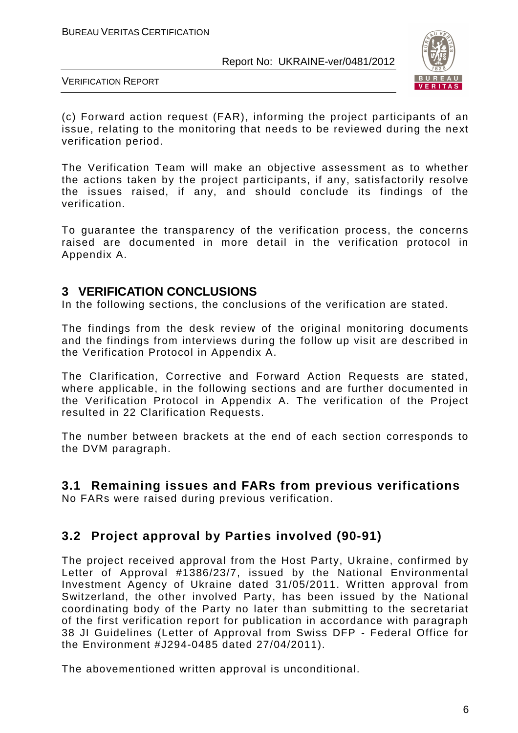(c) Forward action request (FAR), informing the project participants of an issue, relating to the monitoring that needs to be reviewed during the next verification period.

The Verification Team will make an objective assessment as to whether the actions taken by the project participants, if any, satisfactorily resolve the issues raised, if any, and should conclude its findings of the verification.

To guarantee the transparency of the verification process, the concerns raised are documented in more detail in the verification protocol in Appendix A.

# 3 VERIFICATION CONCLUSIONS

In the following sections, the conclusions of the verification are stated.

The findings from the desk review of the original monitoring documents and the findings from interviews during the follow up visit are described in the Verification Protocol in Appendix A.

The Clarification, Corrective and Forward Action Requests are stated, where applicable, in the following sections and are further documented in the Verification Protocol in Appendix A. The verification of the Project resulted in 22 Clarification Requests.

The number between brackets at the end of each section corresponds to the DVM paragraph.

## 3.1 Remaining issues and FARs from previous verifications

No FARs were raised during previous verification.

## 3.2 Project approval by Parties involved (90-91)

The project received approval from the Host Party, Ukraine, confirmed by Letter of Approval #1386/23/7, issued by the National Environmental Investment Agency of Ukraine dated 31/05/2011. Written approval from Switzerland, the other involved Party, has been issued by the National coordinating body of the Party no later than submitting to the secretariat of the first verification report for publication in accordance with paragraph 38 JI Guidelines (Letter of Approval from Swiss DFP - Federal Office for the Environment #J294-0485 dated 27/04/2011).

The abovementioned written approval is unconditional.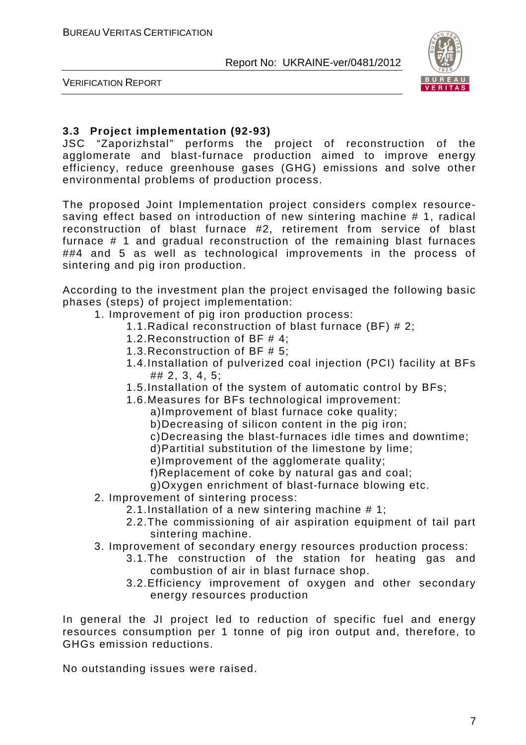### 3.3 Project implementation (92-93)

JSC "Zaporizhstal" performs the project of reconstruction of the agglomerate and blast-furnace production aimed to improve energy efficiency, reduce greenhouse gases (GHG) emissions and solve other environmental problems of production process.

The proposed Joint Implementation project considers complex resource-saving effect based on introduction of new sintering machine # 1, radical reconstruction of blast furnace #2, retirement from service of blast furnace # 1 and gradual reconstruction of the remaining blast furnaces ##4 and 5 as well as technological improvements in the process of sintering and pig iron production.

According to the investment plan the project envisaged the following basic phases (steps) of project implementation:

1. Improvement of pig iron production process:
   - 1.1. Radical reconstruction of blast furnace (BF) # 2;
   - 1.2. Reconstruction of BF # 4;
   - 1.3. Reconstruction of BF # 5;
   - 1.4. Installation of pulverized coal injection (PCI) facility at BFs ## 2, 3, 4, 5;
   - 1.5. Installation of the system of automatic control by BFs;
   - 1.6. Measures for BFs technological improvement:
     - a) Improvement of blast furnace coke quality;
     - b) Decreasing of silicon content in the pig iron;
     - c) Decreasing the blast-furnaces idle times and downtime;
     - d) Partitial substitution of the limestone by lime;
     - e) Improvement of the agglomerate quality;
     - f) Replacement of coke by natural gas and coal;
     - g) Oxygen enrichment of blast-furnace blowing etc.
2. Improvement of sintering process:
   - 2.1. Installation of a new sintering machine # 1;
   - 2.2. The commissioning of air aspiration equipment of tail part sintering machine.
3. Improvement of secondary energy resources production process:
   - 3.1. The construction of the station for heating gas and combustion of air in blast furnace shop.
   - 3.2. Efficiency improvement of oxygen and other secondary energy resources production

In general the JI project led to reduction of specific fuel and energy resources consumption per 1 tonne of pig iron output and, therefore, to GHGs emission reductions.

No outstanding issues were raised.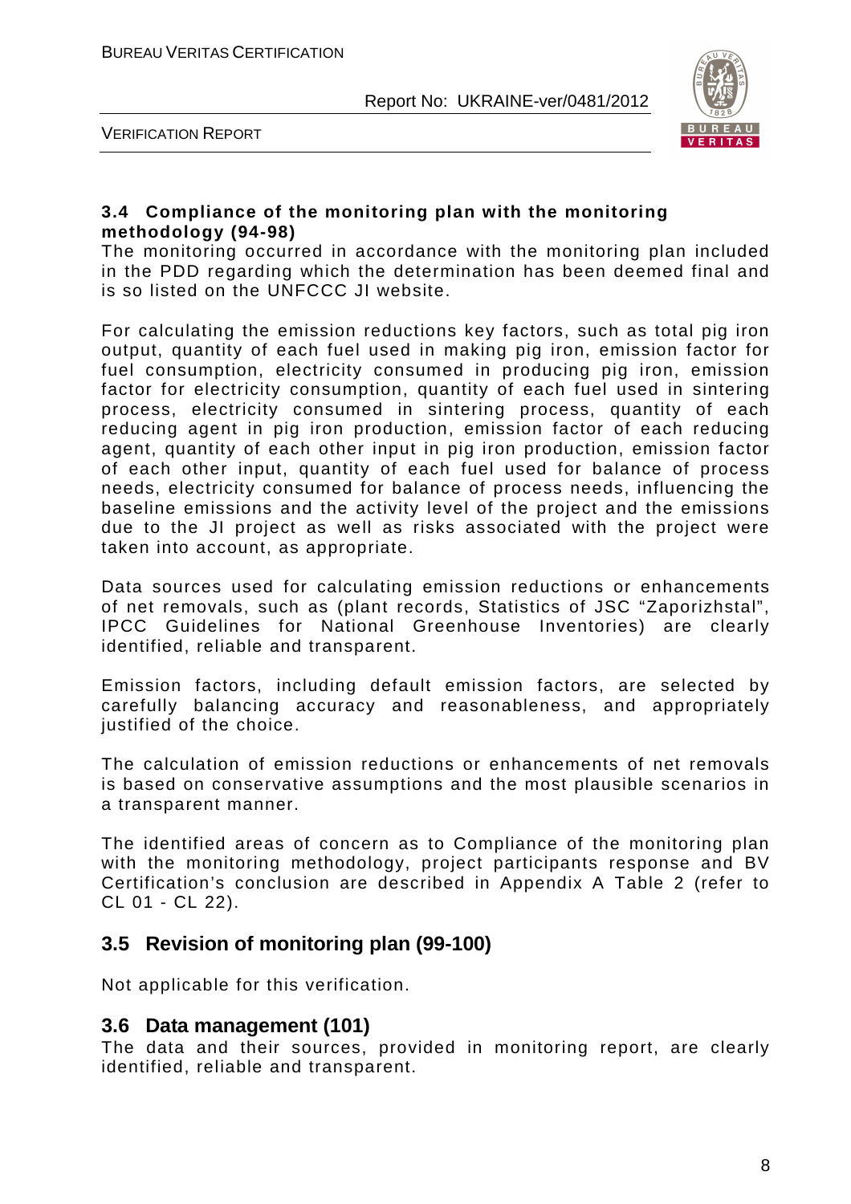### 3.4 Compliance of the monitoring plan with the monitoring methodology (94-98)

The monitoring occurred in accordance with the monitoring plan included in the PDD regarding which the determination has been deemed final and is so listed on the UNFCCC JI website.

For calculating the emission reductions key factors, such as total pig iron output, quantity of each fuel used in making pig iron, emission factor for fuel consumption, electricity consumed in producing pig iron, emission factor for electricity consumption, quantity of each fuel used in sintering process, electricity consumed in sintering process, quantity of each reducing agent in pig iron production, emission factor of each reducing agent, quantity of each other input in pig iron production, emission factor of each other input, quantity of each fuel used for balance of process needs, electricity consumed for balance of process needs, influencing the baseline emissions and the activity level of the project and the emissions due to the JI project as well as risks associated with the project were taken into account, as appropriate.

Data sources used for calculating emission reductions or enhancements of net removals, such as (plant records, Statistics of JSC "Zaporizhstal", IPCC Guidelines for National Greenhouse Inventories) are clearly identified, reliable and transparent.

Emission factors, including default emission factors, are selected by carefully balancing accuracy and reasonableness, and appropriately justified of the choice.

The calculation of emission reductions or enhancements of net removals is based on conservative assumptions and the most plausible scenarios in a transparent manner.

The identified areas of concern as to Compliance of the monitoring plan with the monitoring methodology, project participants response and BV Certification's conclusion are described in Appendix A Table 2 (refer to CL 01 - CL 22).

## 3.5 Revision of monitoring plan (99-100)

Not applicable for this verification.

## 3.6 Data management (101)

The data and their sources, provided in monitoring report, are clearly identified, reliable and transparent.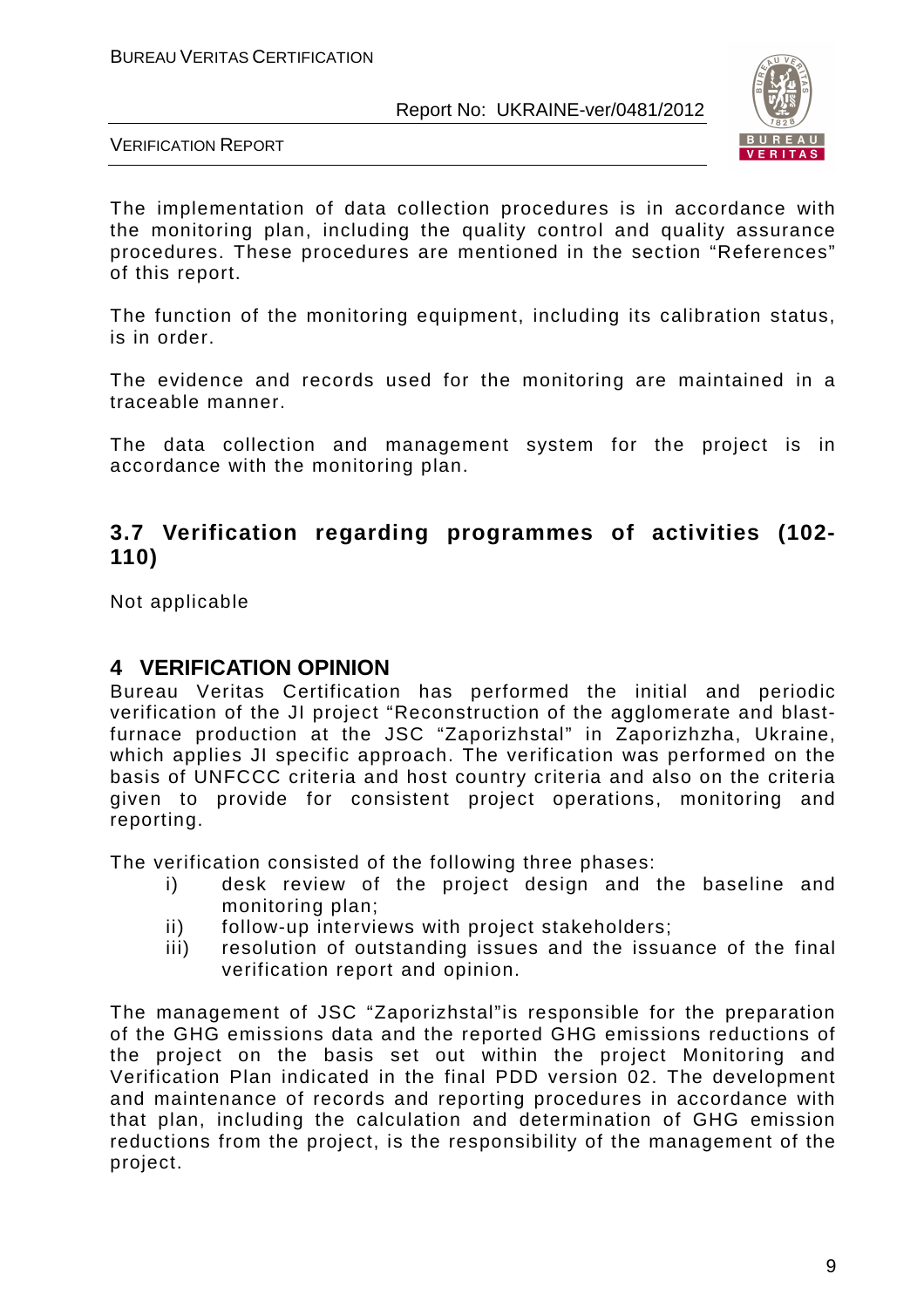The implementation of data collection procedures is in accordance with the monitoring plan, including the quality control and quality assurance procedures. These procedures are mentioned in the section "References" of this report.

The function of the monitoring equipment, including its calibration status, is in order.

The evidence and records used for the monitoring are maintained in a traceable manner.

The data collection and management system for the project is in accordance with the monitoring plan.

## 3.7 Verification regarding programmes of activities (102-110)

Not applicable

# 4 VERIFICATION OPINION

Bureau Veritas Certification has performed the initial and periodic verification of the JI project "Reconstruction of the agglomerate and blast-furnace production at the JSC "Zaporizhstal" in Zaporizhzha, Ukraine, which applies JI specific approach. The verification was performed on the basis of UNFCCC criteria and host country criteria and also on the criteria given to provide for consistent project operations, monitoring and reporting.

The verification consisted of the following three phases:

i) desk review of the project design and the baseline and monitoring plan;
ii) follow-up interviews with project stakeholders;
iii) resolution of outstanding issues and the issuance of the final verification report and opinion.

The management of JSC "Zaporizhstal"is responsible for the preparation of the GHG emissions data and the reported GHG emissions reductions of the project on the basis set out within the project Monitoring and Verification Plan indicated in the final PDD version 02. The development and maintenance of records and reporting procedures in accordance with that plan, including the calculation and determination of GHG emission reductions from the project, is the responsibility of the management of the project.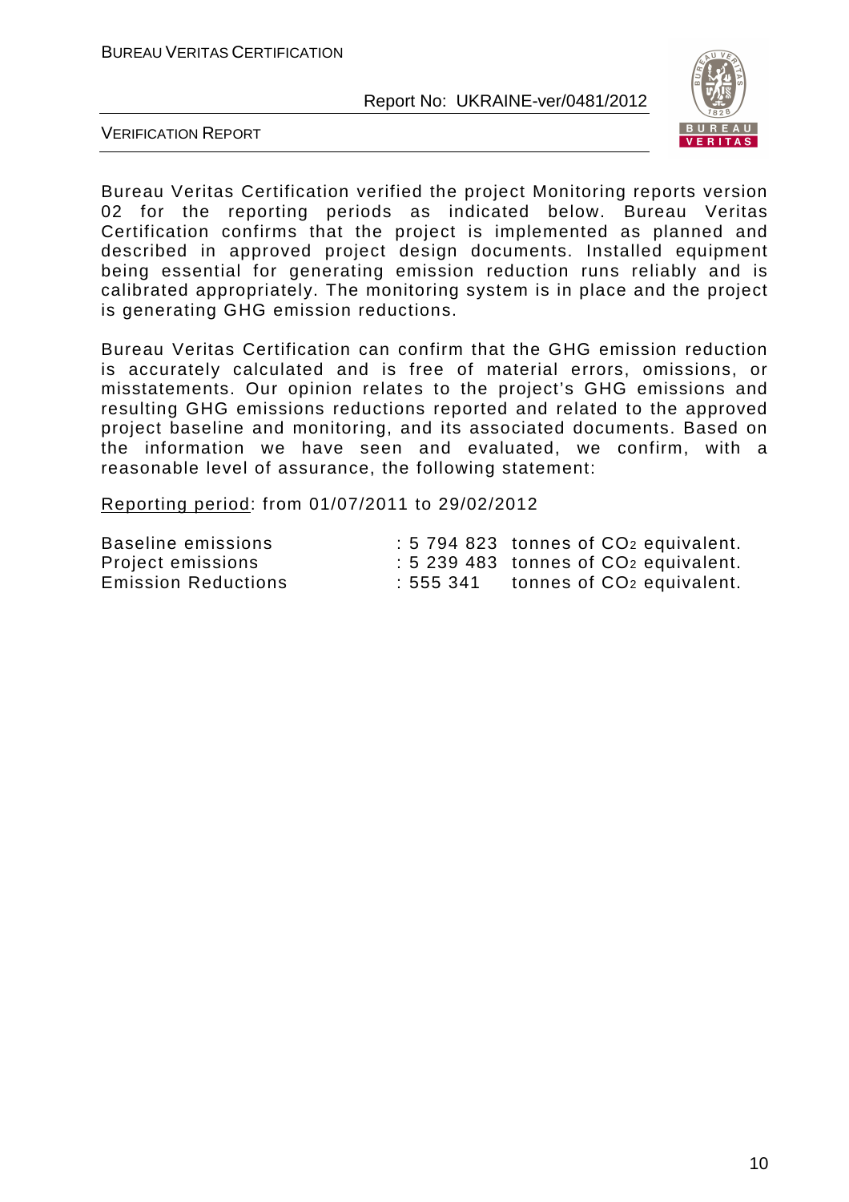Bureau Veritas Certification verified the project Monitoring reports version 02 for the reporting periods as indicated below. Bureau Veritas Certification confirms that the project is implemented as planned and described in approved project design documents. Installed equipment being essential for generating emission reduction runs reliably and is calibrated appropriately. The monitoring system is in place and the project is generating GHG emission reductions.

Bureau Veritas Certification can confirm that the GHG emission reduction is accurately calculated and is free of material errors, omissions, or misstatements. Our opinion relates to the project's GHG emissions and resulting GHG emissions reductions reported and related to the approved project baseline and monitoring, and its associated documents. Based on the information we have seen and evaluated, we confirm, with a reasonable level of assurance, the following statement:

Reporting period: from 01/07/2011 to 29/02/2012

| | | |
|---|---|---|
| Baseline emissions | : 5 794 823 | tonnes of $CO_2$ equivalent. |
| Project emissions | : 5 239 483 | tonnes of $CO_2$ equivalent. |
| Emission Reductions | : 555 341 | tonnes of $CO_2$ equivalent. |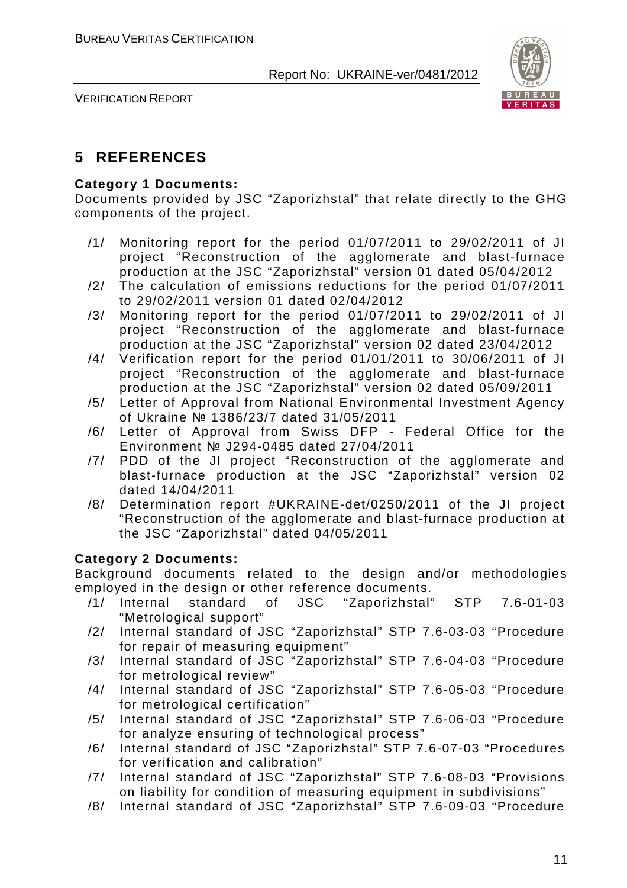# 5 REFERENCES

**Category 1 Documents:**

Documents provided by JSC "Zaporizhstal" that relate directly to the GHG components of the project.

/1/ Monitoring report for the period 01/07/2011 to 29/02/2011 of JI project "Reconstruction of the agglomerate and blast-furnace production at the JSC "Zaporizhstal" version 01 dated 05/04/2012

/2/ The calculation of emissions reductions for the period 01/07/2011 to 29/02/2011 version 01 dated 02/04/2012

/3/ Monitoring report for the period 01/07/2011 to 29/02/2011 of JI project "Reconstruction of the agglomerate and blast-furnace production at the JSC "Zaporizhstal" version 02 dated 23/04/2012

/4/ Verification report for the period 01/01/2011 to 30/06/2011 of JI project "Reconstruction of the agglomerate and blast-furnace production at the JSC "Zaporizhstal" version 02 dated 05/09/2011

/5/ Letter of Approval from National Environmental Investment Agency of Ukraine № 1386/23/7 dated 31/05/2011

/6/ Letter of Approval from Swiss DFP - Federal Office for the Environment № J294-0485 dated 27/04/2011

/7/ PDD of the JI project "Reconstruction of the agglomerate and blast-furnace production at the JSC "Zaporizhstal" version 02 dated 14/04/2011

/8/ Determination report #UKRAINE-det/0250/2011 of the JI project "Reconstruction of the agglomerate and blast-furnace production at the JSC "Zaporizhstal" dated 04/05/2011

**Category 2 Documents:**

Background documents related to the design and/or methodologies employed in the design or other reference documents.

/1/ Internal standard of JSC "Zaporizhstal" STP 7.6-01-03 "Metrological support"

/2/ Internal standard of JSC "Zaporizhstal" STP 7.6-03-03 "Procedure for repair of measuring equipment"

/3/ Internal standard of JSC "Zaporizhstal" STP 7.6-04-03 "Procedure for metrological review"

/4/ Internal standard of JSC "Zaporizhstal" STP 7.6-05-03 "Procedure for metrological certification"

/5/ Internal standard of JSC "Zaporizhstal" STP 7.6-06-03 "Procedure for analyze ensuring of technological process"

/6/ Internal standard of JSC "Zaporizhstal" STP 7.6-07-03 "Procedures for verification and calibration"

/7/ Internal standard of JSC "Zaporizhstal" STP 7.6-08-03 "Provisions on liability for condition of measuring equipment in subdivisions"

/8/ Internal standard of JSC "Zaporizhstal" STP 7.6-09-03 "Procedure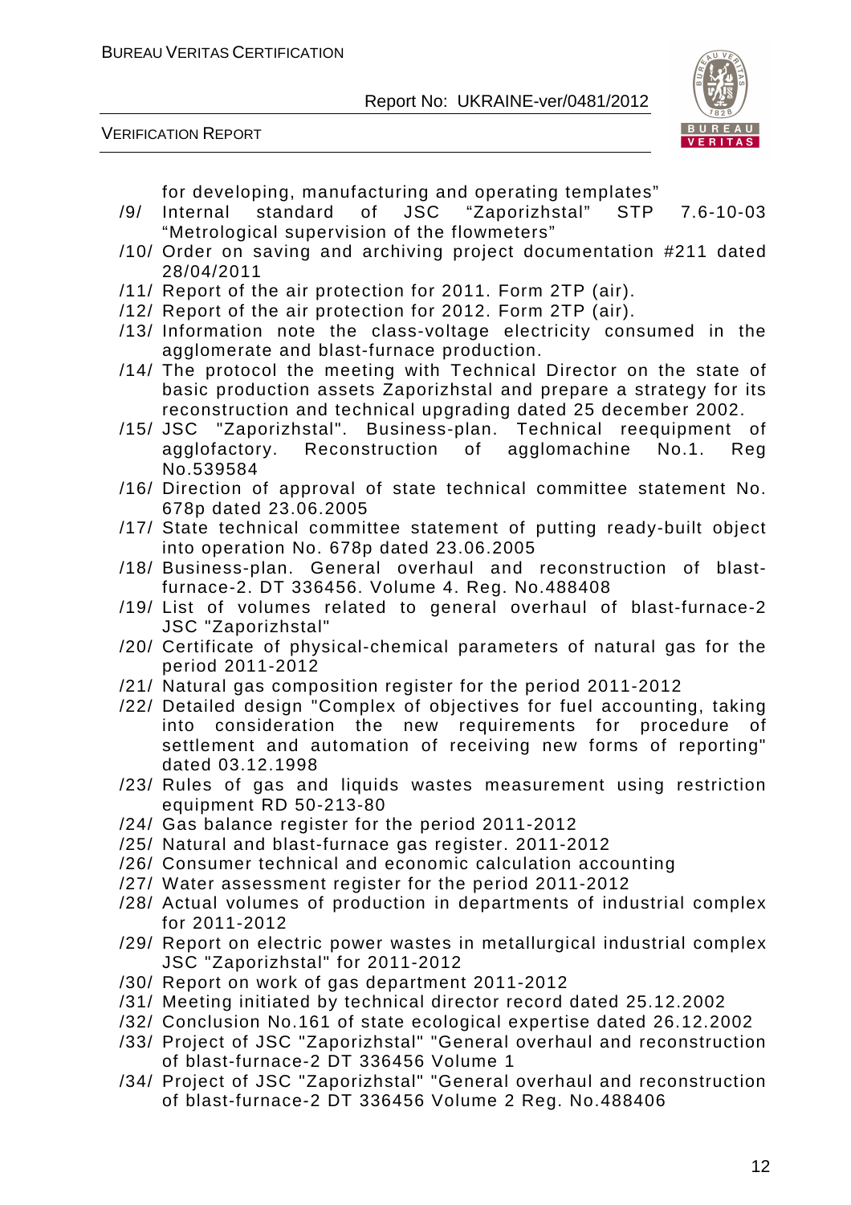for developing, manufacturing and operating templates"

/9/ Internal standard of JSC "Zaporizhstal" STP 7.6-10-03 "Metrological supervision of the flowmeters"

/10/ Order on saving and archiving project documentation #211 dated 28/04/2011

/11/ Report of the air protection for 2011. Form 2TP (air).

/12/ Report of the air protection for 2012. Form 2TP (air).

/13/ Information note the class-voltage electricity consumed in the agglomerate and blast-furnace production.

/14/ The protocol the meeting with Technical Director on the state of basic production assets Zaporizhstal and prepare a strategy for its reconstruction and technical upgrading dated 25 december 2002.

/15/ JSC "Zaporizhstal". Business-plan. Technical reequipment of agglofactory. Reconstruction of agglomachine No.1. Reg No.539584

/16/ Direction of approval of state technical committee statement No. 678p dated 23.06.2005

/17/ State technical committee statement of putting ready-built object into operation No. 678p dated 23.06.2005

/18/ Business-plan. General overhaul and reconstruction of blast-furnace-2. DT 336456. Volume 4. Reg. No.488408

/19/ List of volumes related to general overhaul of blast-furnace-2 JSC "Zaporizhstal"

/20/ Certificate of physical-chemical parameters of natural gas for the period 2011-2012

/21/ Natural gas composition register for the period 2011-2012

/22/ Detailed design "Complex of objectives for fuel accounting, taking into consideration the new requirements for procedure of settlement and automation of receiving new forms of reporting" dated 03.12.1998

/23/ Rules of gas and liquids wastes measurement using restriction equipment RD 50-213-80

/24/ Gas balance register for the period 2011-2012

/25/ Natural and blast-furnace gas register. 2011-2012

/26/ Consumer technical and economic calculation accounting

/27/ Water assessment register for the period 2011-2012

/28/ Actual volumes of production in departments of industrial complex for 2011-2012

/29/ Report on electric power wastes in metallurgical industrial complex JSC "Zaporizhstal" for 2011-2012

/30/ Report on work of gas department 2011-2012

/31/ Meeting initiated by technical director record dated 25.12.2002

/32/ Conclusion No.161 of state ecological expertise dated 26.12.2002

/33/ Project of JSC "Zaporizhstal" "General overhaul and reconstruction of blast-furnace-2 DT 336456 Volume 1

/34/ Project of JSC "Zaporizhstal" "General overhaul and reconstruction of blast-furnace-2 DT 336456 Volume 2 Reg. No.488406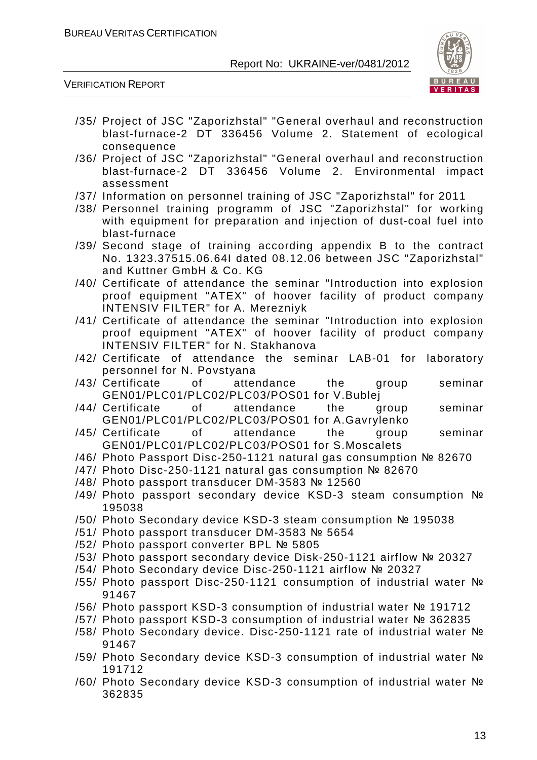/35/ Project of JSC "Zaporizhstal" "General overhaul and reconstruction blast-furnace-2 DT 336456 Volume 2. Statement of ecological consequence

/36/ Project of JSC "Zaporizhstal" "General overhaul and reconstruction blast-furnace-2 DT 336456 Volume 2. Environmental impact assessment

/37/ Information on personnel training of JSC "Zaporizhstal" for 2011

/38/ Personnel training programm of JSC "Zaporizhstal" for working with equipment for preparation and injection of dust-coal fuel into blast-furnace

/39/ Second stage of training according appendix B to the contract No. 1323.37515.06.64I dated 08.12.06 between JSC "Zaporizhstal" and Kuttner GmbH & Co. KG

/40/ Certificate of attendance the seminar "Introduction into explosion proof equipment "ATEX" of hoover facility of product company INTENSIV FILTER" for A. Merezniyk

/41/ Certificate of attendance the seminar "Introduction into explosion proof equipment "ATEX" of hoover facility of product company INTENSIV FILTER" for N. Stakhanova

/42/ Certificate of attendance the seminar LAB-01 for laboratory personnel for N. Povstyana

/43/ Certificate of attendance the group seminar GEN01/PLC01/PLC02/PLC03/POS01 for V.Bublej

/44/ Certificate of attendance the group seminar GEN01/PLC01/PLC02/PLC03/POS01 for A.Gavrylenko

/45/ Certificate of attendance the group seminar GEN01/PLC01/PLC02/PLC03/POS01 for S.Moscalets

/46/ Photo Passport Disc-250-1121 natural gas consumption № 82670

/47/ Photo Disc-250-1121 natural gas consumption № 82670

/48/ Photo passport transducer DM-3583 № 12560

/49/ Photo passport secondary device KSD-3 steam consumption № 195038

/50/ Photo Secondary device KSD-3 steam consumption № 195038

/51/ Photo passport transducer DM-3583 № 5654

/52/ Photo passport converter BPL № 5805

/53/ Photo passport secondary device Disk-250-1121 airflow № 20327

/54/ Photo Secondary device Disc-250-1121 airflow № 20327

/55/ Photo passport Disc-250-1121 consumption of industrial water № 91467

/56/ Photo passport KSD-3 consumption of industrial water № 191712

/57/ Photo passport KSD-3 consumption of industrial water № 362835

/58/ Photo Secondary device. Disc-250-1121 rate of industrial water № 91467

/59/ Photo Secondary device KSD-3 consumption of industrial water № 191712

/60/ Photo Secondary device KSD-3 consumption of industrial water № 362835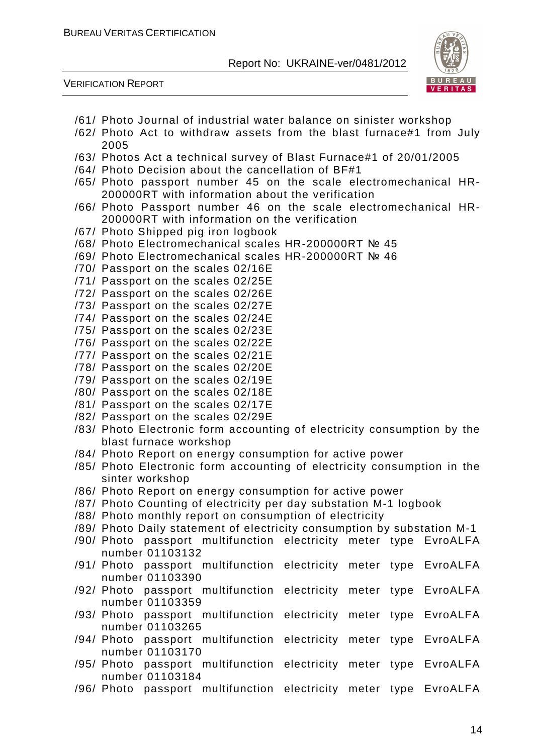/61/ Photo Journal of industrial water balance on sinister workshop
/62/ Photo Act to withdraw assets from the blast furnace#1 from July 2005
/63/ Photos Act a technical survey of Blast Furnace#1 of 20/01/2005
/64/ Photo Decision about the cancellation of BF#1
/65/ Photo passport number 45 on the scale electromechanical HR-200000RT with information about the verification
/66/ Photo Passport number 46 on the scale electromechanical HR-200000RT with information on the verification
/67/ Photo Shipped pig iron logbook
/68/ Photo Electromechanical scales HR-200000RT № 45
/69/ Photo Electromechanical scales HR-200000RT № 46
/70/ Passport on the scales 02/16E
/71/ Passport on the scales 02/25E
/72/ Passport on the scales 02/26E
/73/ Passport on the scales 02/27E
/74/ Passport on the scales 02/24E
/75/ Passport on the scales 02/23E
/76/ Passport on the scales 02/22E
/77/ Passport on the scales 02/21E
/78/ Passport on the scales 02/20E
/79/ Passport on the scales 02/19E
/80/ Passport on the scales 02/18E
/81/ Passport on the scales 02/17E
/82/ Passport on the scales 02/29E
/83/ Photo Electronic form accounting of electricity consumption by the blast furnace workshop
/84/ Photo Report on energy consumption for active power
/85/ Photo Electronic form accounting of electricity consumption in the sinter workshop
/86/ Photo Report on energy consumption for active power
/87/ Photo Counting of electricity per day substation M-1 logbook
/88/ Photo monthly report on consumption of electricity
/89/ Photo Daily statement of electricity consumption by substation M-1
/90/ Photo passport multifunction electricity meter type EvroALFA number 01103132
/91/ Photo passport multifunction electricity meter type EvroALFA number 01103390
/92/ Photo passport multifunction electricity meter type EvroALFA number 01103359
/93/ Photo passport multifunction electricity meter type EvroALFA number 01103265
/94/ Photo passport multifunction electricity meter type EvroALFA number 01103170
/95/ Photo passport multifunction electricity meter type EvroALFA number 01103184
/96/ Photo passport multifunction electricity meter type EvroALFA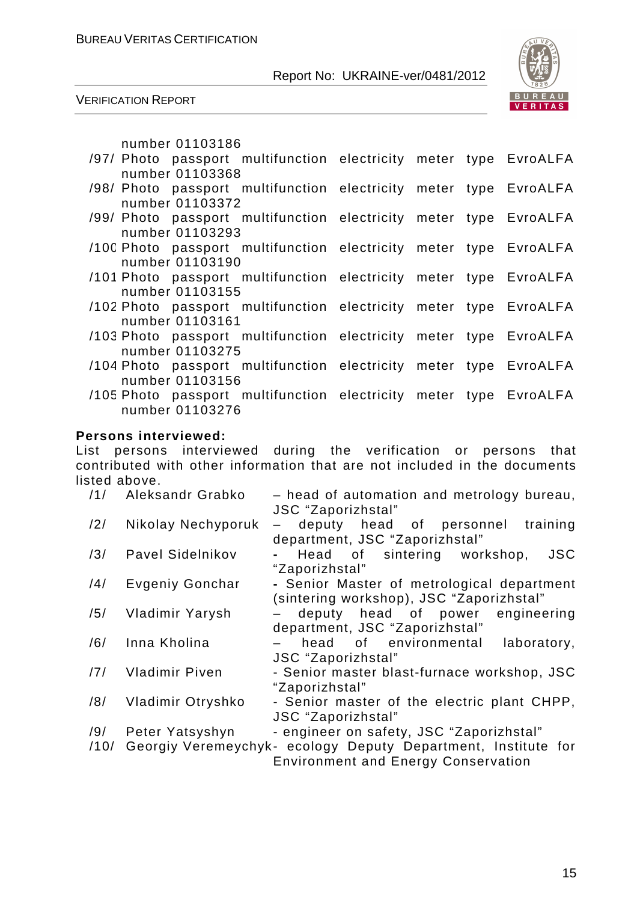number 01103186

/97/ Photo passport multifunction electricity meter type EvroALFA number 01103368

/98/ Photo passport multifunction electricity meter type EvroALFA number 01103372

/99/ Photo passport multifunction electricity meter type EvroALFA number 01103293

/100/ Photo passport multifunction electricity meter type EvroALFA number 01103190

/101/ Photo passport multifunction electricity meter type EvroALFA number 01103155

/102/ Photo passport multifunction electricity meter type EvroALFA number 01103161

/103/ Photo passport multifunction electricity meter type EvroALFA number 01103275

/104/ Photo passport multifunction electricity meter type EvroALFA number 01103156

/105/ Photo passport multifunction electricity meter type EvroALFA number 01103276

**Persons interviewed:**

List persons interviewed during the verification or persons that contributed with other information that are not included in the documents listed above.

/1/ Aleksandr Grabko – head of automation and metrology bureau, JSC "Zaporizhstal"

/2/ Nikolay Nechyporuk – deputy head of personnel training department, JSC "Zaporizhstal"

/3/ Pavel Sidelnikov - Head of sintering workshop, JSC "Zaporizhstal"

/4/ Evgeniy Gonchar - Senior Master of metrological department (sintering workshop), JSC "Zaporizhstal"

/5/ Vladimir Yarysh – deputy head of power engineering department, JSC "Zaporizhstal"

/6/ Inna Kholina – head of environmental laboratory, JSC "Zaporizhstal"

/7/ Vladimir Piven - Senior master blast-furnace workshop, JSC "Zaporizhstal"

/8/ Vladimir Otryshko - Senior master of the electric plant CHPP, JSC "Zaporizhstal"

/9/ Peter Yatsyshyn - engineer on safety, JSC "Zaporizhstal"

/10/ Georgiy Veremeychyk- ecology Deputy Department, Institute for Environment and Energy Conservation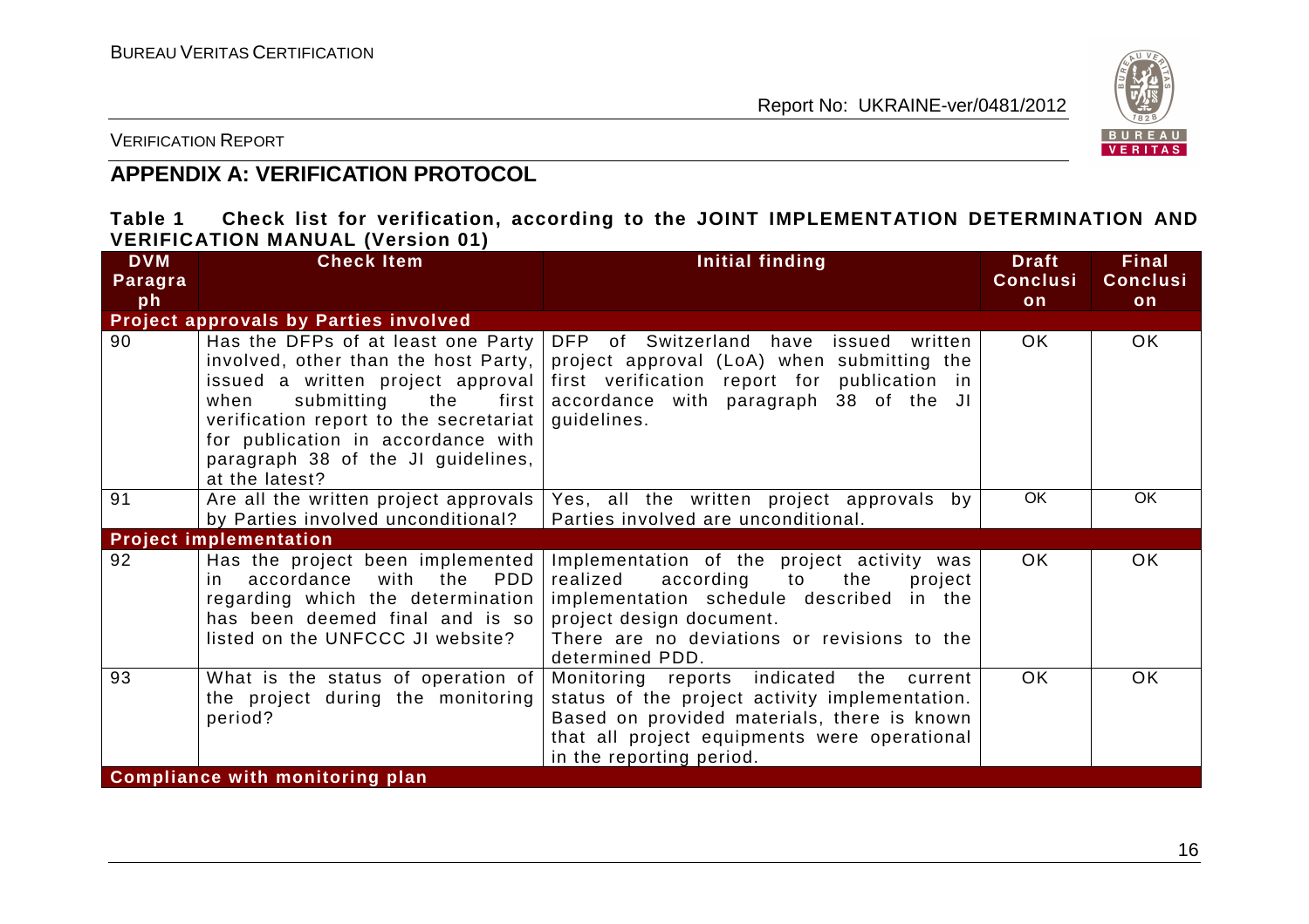## APPENDIX A: VERIFICATION PROTOCOL

**Table 1 Check list for verification, according to the JOINT IMPLEMENTATION DETERMINATION AND VERIFICATION MANUAL (Version 01)**

| DVM Paragraph | Check Item | Initial finding | Draft Conclusion | Final Conclusion |
|---|---|---|---|---|
| **Project approvals by Parties involved** | | | | |
| 90 | Has the DFPs of at least one Party involved, other than the host Party, issued a written project approval when submitting the first verification report to the secretariat for publication in accordance with paragraph 38 of the JI guidelines, at the latest? | DFP of Switzerland have issued written project approval (LoA) when submitting the first verification report for publication in accordance with paragraph 38 of the JI guidelines. | OK | OK |
| 91 | Are all the written project approvals by Parties involved unconditional? | Yes, all the written project approvals by Parties involved are unconditional. | OK | OK |
| **Project implementation** | | | | |
| 92 | Has the project been implemented in accordance with the PDD regarding which the determination has been deemed final and is so listed on the UNFCCC JI website? | Implementation of the project activity was realized according to the project implementation schedule described in the project design document.<br>There are no deviations or revisions to the determined PDD. | OK | OK |
| 93 | What is the status of operation of the project during the monitoring period? | Monitoring reports indicated the current status of the project activity implementation. Based on provided materials, there is known that all project equipments were operational in the reporting period. | OK | OK |
| **Compliance with monitoring plan** | | | | |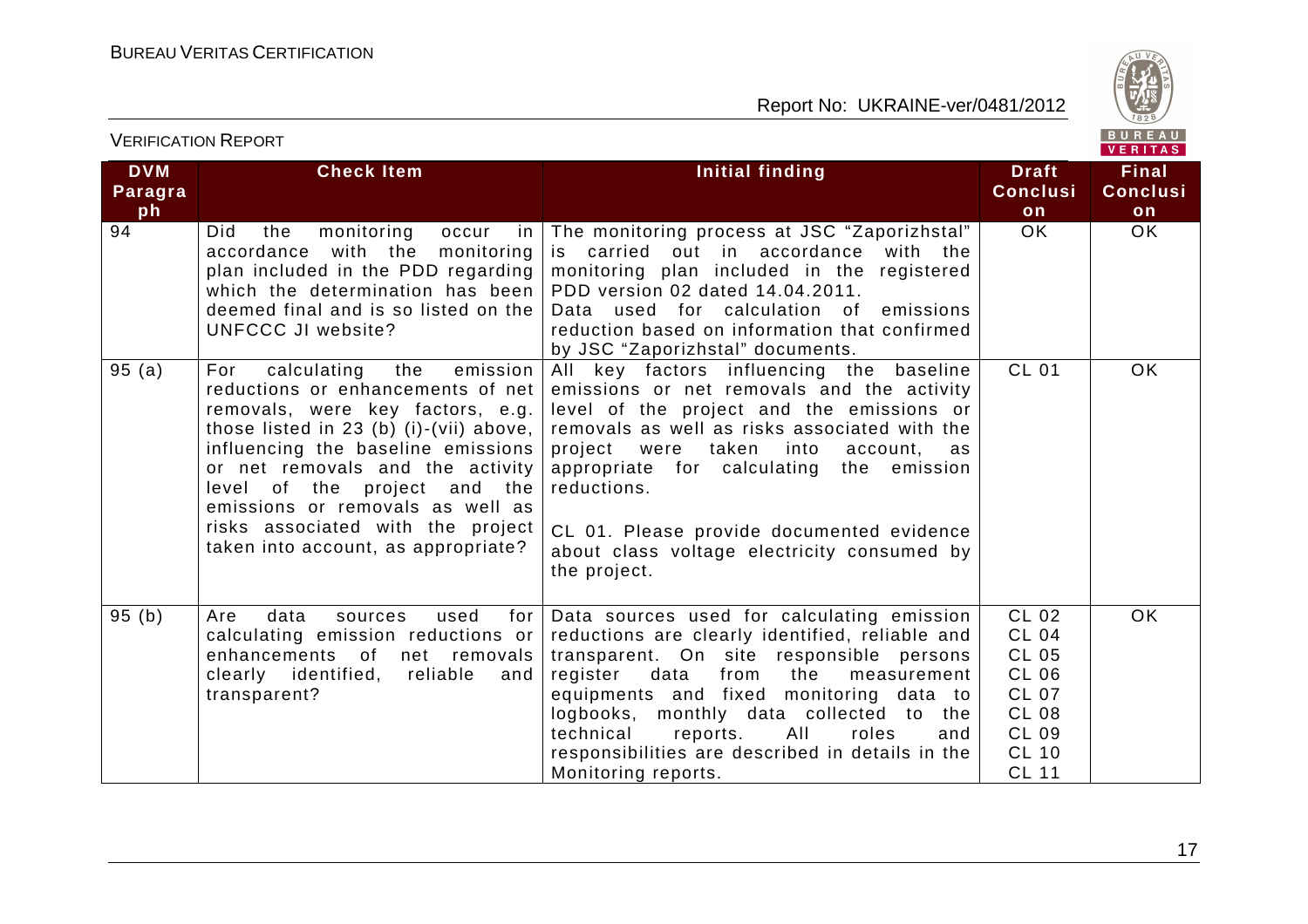| DVM Paragraph | Check Item | Initial finding | Draft Conclusion | Final Conclusion |
|---|---|---|---|---|
| 94 | Did the monitoring occur in accordance with the monitoring plan included in the PDD regarding which the determination has been deemed final and is so listed on the UNFCCC JI website? | The monitoring process at JSC "Zaporizhstal" is carried out in accordance with the monitoring plan included in the registered PDD version 02 dated 14.04.2011. Data used for calculation of emissions reduction based on information that confirmed by JSC "Zaporizhstal" documents. | OK | OK |
| 95 (a) | For calculating the emission reductions or enhancements of net removals, were key factors, e.g. those listed in 23 (b) (i)-(vii) above, influencing the baseline emissions or net removals and the activity level of the project and the emissions or removals as well as risks associated with the project taken into account, as appropriate? | All key factors influencing the baseline emissions or net removals and the activity level of the project and the emissions or removals as well as risks associated with the project were taken into account, as appropriate for calculating the emission reductions.<br><br>CL 01. Please provide documented evidence about class voltage electricity consumed by the project. | CL 01 | OK |
| 95 (b) | Are data sources used for calculating emission reductions or enhancements of net removals clearly identified, reliable and transparent? | Data sources used for calculating emission reductions are clearly identified, reliable and transparent. On site responsible persons register data from the measurement equipments and fixed monitoring data to logbooks, monthly data collected to the technical reports. All roles and responsibilities are described in details in the Monitoring reports. | CL 02<br>CL 04<br>CL 05<br>CL 06<br>CL 07<br>CL 08<br>CL 09<br>CL 10<br>CL 11 | OK |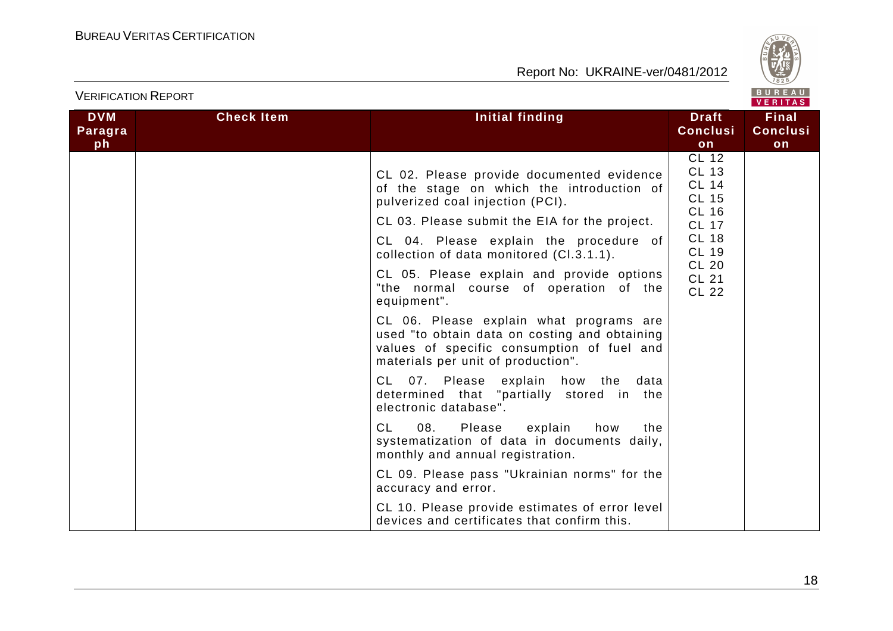| DVM Paragraph | Check Item | Initial finding | Draft Conclusion | Final Conclusion |
|---|---|---|---|---|
| | | CL 02. Please provide documented evidence of the stage on which the introduction of pulverized coal injection (PCI).<br><br>CL 03. Please submit the EIA for the project.<br><br>CL 04. Please explain the procedure of collection of data monitored (Cl.3.1.1).<br><br>CL 05. Please explain and provide options "the normal course of operation of the equipment".<br><br>CL 06. Please explain what programs are used "to obtain data on costing and obtaining values of specific consumption of fuel and materials per unit of production".<br><br>CL 07. Please explain how the data determined that "partially stored in the electronic database".<br><br>CL 08. Please explain how the systematization of data in documents daily, monthly and annual registration.<br><br>CL 09. Please pass "Ukrainian norms" for the accuracy and error.<br><br>CL 10. Please provide estimates of error level devices and certificates that confirm this. | CL 12<br>CL 13<br>CL 14<br>CL 15<br>CL 16<br>CL 17<br>CL 18<br>CL 19<br>CL 20<br>CL 21<br>CL 22 | |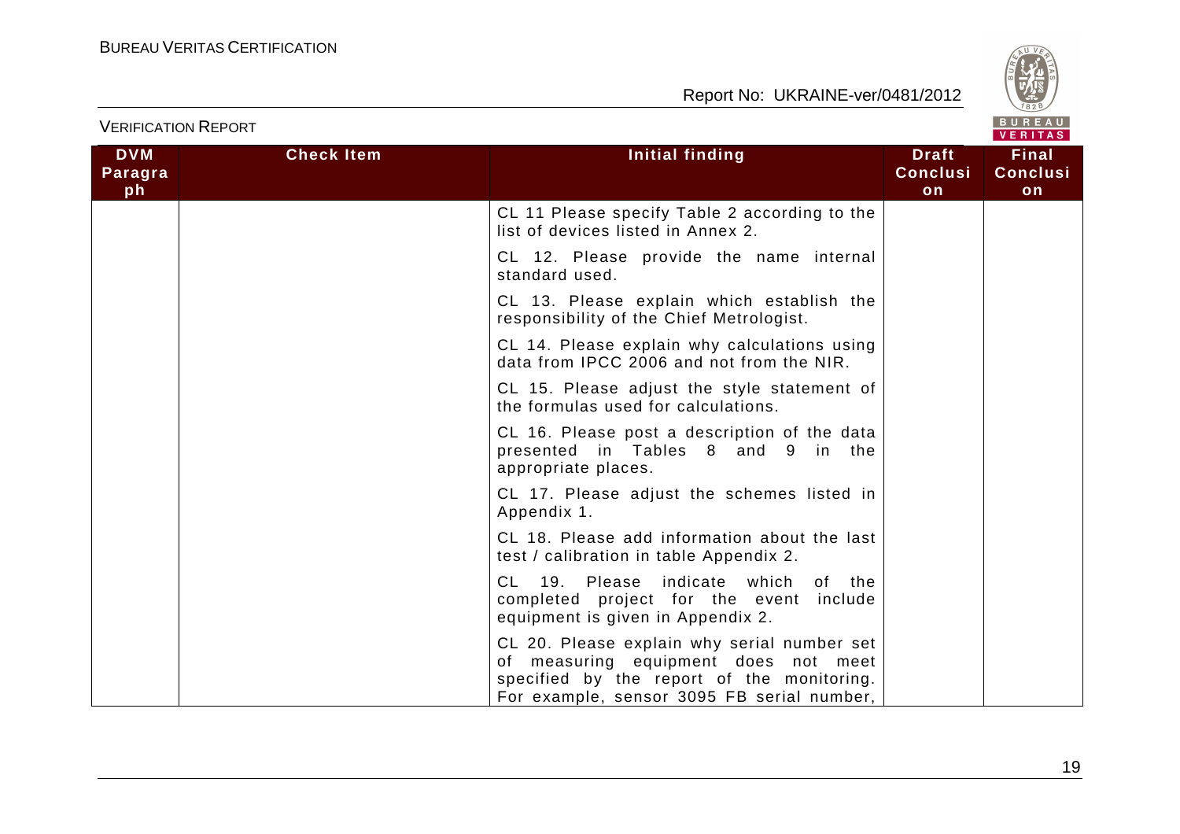| DVM Paragraph | Check Item | Initial finding | Draft Conclusion | Final Conclusion |
|---|---|---|---|---|
| | | CL 11 Please specify Table 2 according to the list of devices listed in Annex 2. | | |
| | | CL 12. Please provide the name internal standard used. | | |
| | | CL 13. Please explain which establish the responsibility of the Chief Metrologist. | | |
| | | CL 14. Please explain why calculations using data from IPCC 2006 and not from the NIR. | | |
| | | CL 15. Please adjust the style statement of the formulas used for calculations. | | |
| | | CL 16. Please post a description of the data presented in Tables 8 and 9 in the appropriate places. | | |
| | | CL 17. Please adjust the schemes listed in Appendix 1. | | |
| | | CL 18. Please add information about the last test / calibration in table Appendix 2. | | |
| | | CL 19. Please indicate which of the completed project for the event include equipment is given in Appendix 2. | | |
| | | CL 20. Please explain why serial number set of measuring equipment does not meet specified by the report of the monitoring. For example, sensor 3095 FB serial number, | | |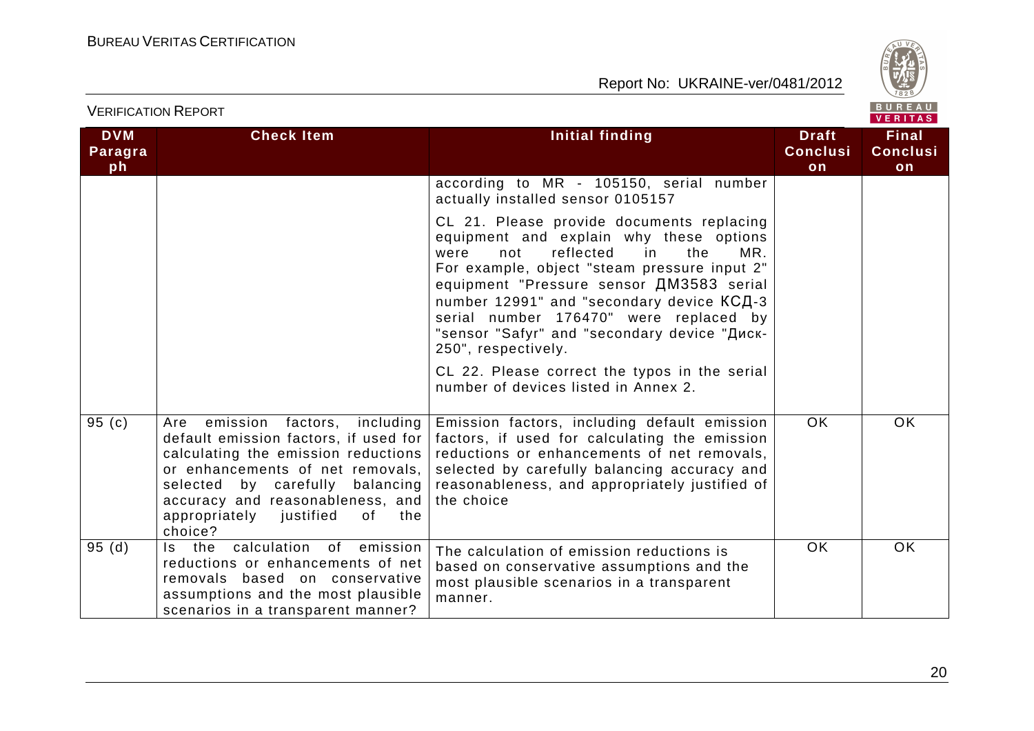| DVM Paragraph | Check Item | Initial finding | Draft Conclusion | Final Conclusion |
|---|---|---|---|---|
| | | according to MR - 105150, serial number actually installed sensor 0105157<br><br>CL 21. Please provide documents replacing equipment and explain why these options were not reflected in the MR. For example, object "steam pressure input 2" equipment "Pressure sensor ДМ3583 serial number 12991" and "secondary device КСД-3 serial number 176470" were replaced by "sensor "Safyr" and "secondary device "Диск-250", respectively.<br><br>CL 22. Please correct the typos in the serial number of devices listed in Annex 2. | | |
| 95 (c) | Are emission factors, including default emission factors, if used for calculating the emission reductions or enhancements of net removals, selected by carefully balancing accuracy and reasonableness, and appropriately justified of the choice? | Emission factors, including default emission factors, if used for calculating the emission reductions or enhancements of net removals, selected by carefully balancing accuracy and reasonableness, and appropriately justified of the choice | OK | OK |
| 95 (d) | Is the calculation of emission reductions or enhancements of net removals based on conservative assumptions and the most plausible scenarios in a transparent manner? | The calculation of emission reductions is based on conservative assumptions and the most plausible scenarios in a transparent manner. | OK | OK |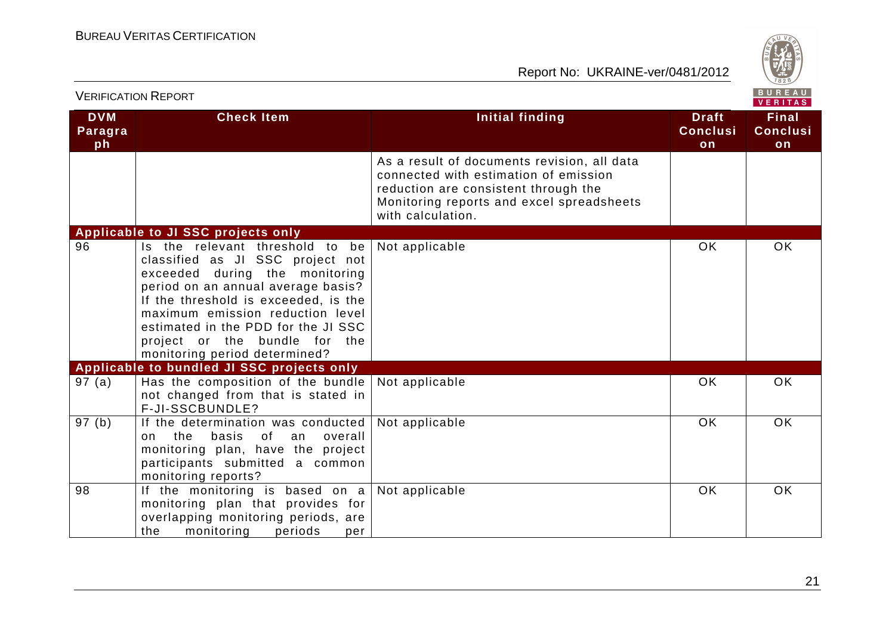| DVM Paragraph | Check Item | Initial finding | Draft Conclusion | Final Conclusion |
|---|---|---|---|---|
| | | As a result of documents revision, all data connected with estimation of emission reduction are consistent through the Monitoring reports and excel spreadsheets with calculation. | | |
| **Applicable to JI SSC projects only** | | | | |
| 96 | Is the relevant threshold to be classified as JI SSC project not exceeded during the monitoring period on an annual average basis? If the threshold is exceeded, is the maximum emission reduction level estimated in the PDD for the JI SSC project or the bundle for the monitoring period determined? | Not applicable | OK | OK |
| **Applicable to bundled JI SSC projects only** | | | | |
| 97 (a) | Has the composition of the bundle not changed from that is stated in F-JI-SSCBUNDLE? | Not applicable | OK | OK |
| 97 (b) | If the determination was conducted on the basis of an overall monitoring plan, have the project participants submitted a common monitoring reports? | Not applicable | OK | OK |
| 98 | If the monitoring is based on a monitoring plan that provides for overlapping monitoring periods, are the monitoring periods per | Not applicable | OK | OK |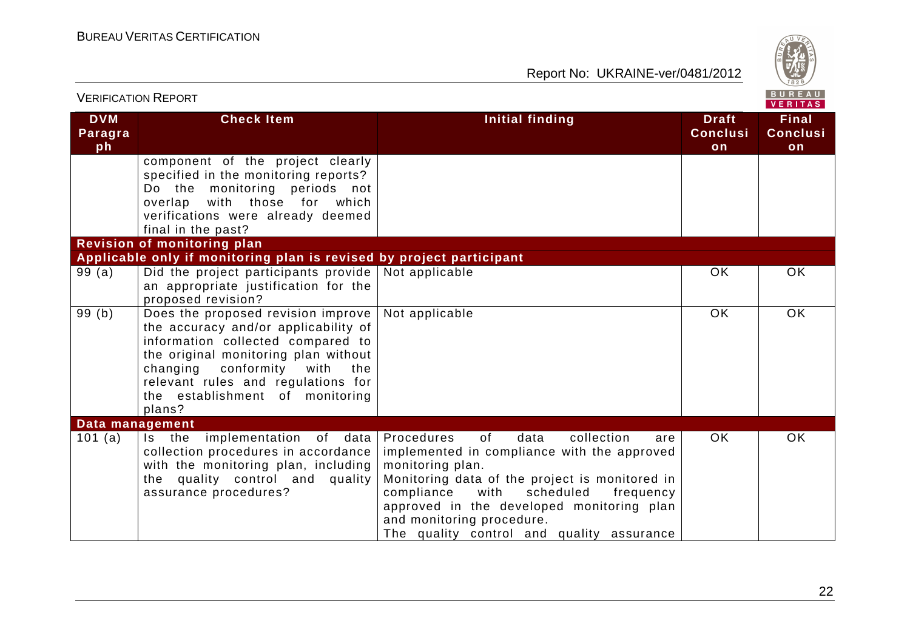| DVM Paragraph | Check Item | Initial finding | Draft Conclusion | Final Conclusion |
|---|---|---|---|---|
| | component of the project clearly specified in the monitoring reports? Do the monitoring periods not overlap with those for which verifications were already deemed final in the past? | | | |
| **Revision of monitoring plan** | | | | |
| **Applicable only if monitoring plan is revised by project participant** | | | | |
| 99 (a) | Did the project participants provide an appropriate justification for the proposed revision? | Not applicable | OK | OK |
| 99 (b) | Does the proposed revision improve the accuracy and/or applicability of information collected compared to the original monitoring plan without changing conformity with the relevant rules and regulations for the establishment of monitoring plans? | Not applicable | OK | OK |
| **Data management** | | | | |
| 101 (a) | Is the implementation of data collection procedures in accordance with the monitoring plan, including the quality control and quality assurance procedures? | Procedures of data collection are implemented in compliance with the approved monitoring plan.<br>Monitoring data of the project is monitored in compliance with scheduled frequency approved in the developed monitoring plan and monitoring procedure.<br>The quality control and quality assurance | OK | OK |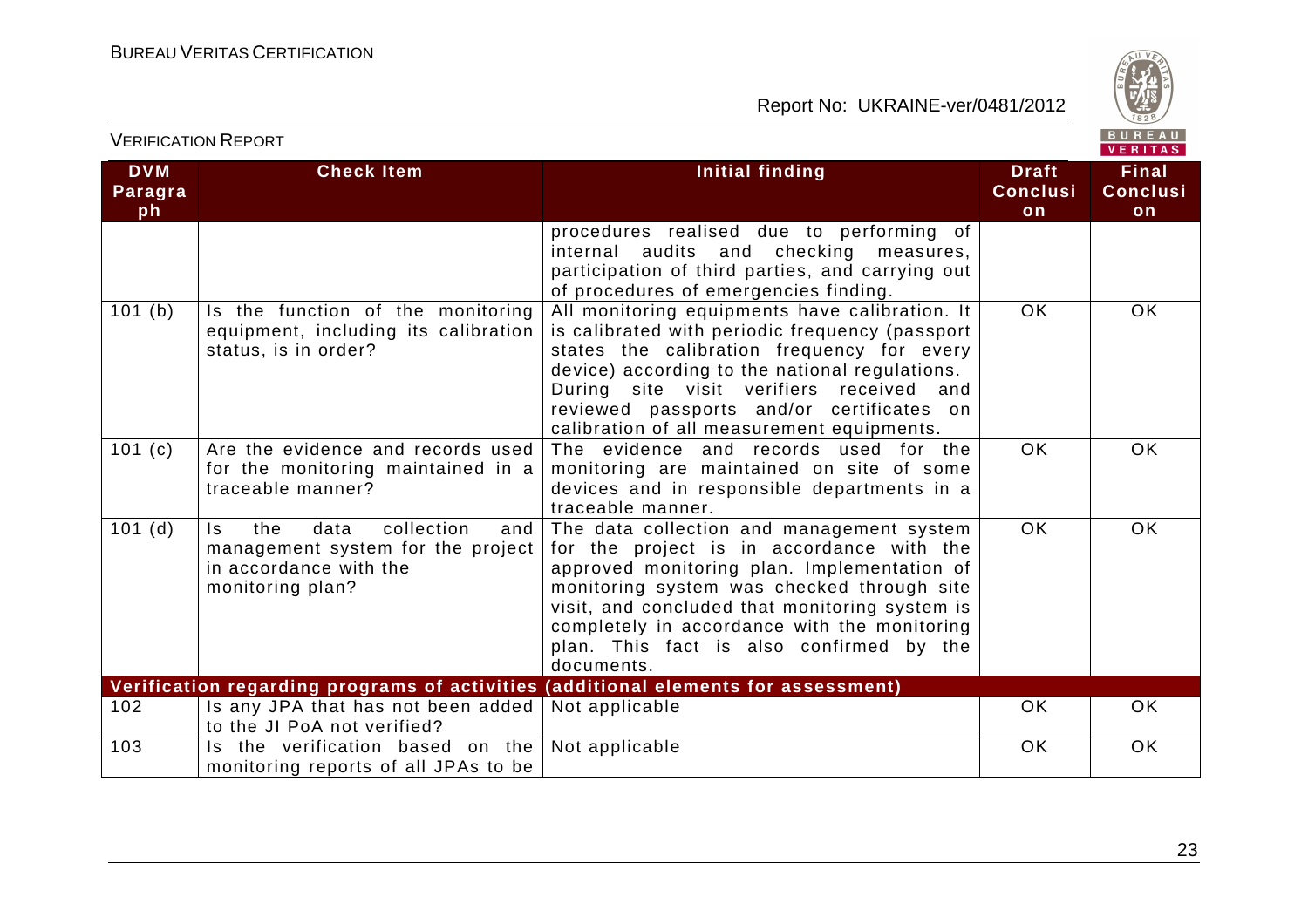| DVM Paragraph | Check Item | Initial finding | Draft Conclusion | Final Conclusion |
|---|---|---|---|---|
| | | procedures realised due to performing of internal audits and checking measures, participation of third parties, and carrying out of procedures of emergencies finding. | | |
| 101 (b) | Is the function of the monitoring equipment, including its calibration status, is in order? | All monitoring equipments have calibration. It is calibrated with periodic frequency (passport states the calibration frequency for every device) according to the national regulations. During site visit verifiers received and reviewed passports and/or certificates on calibration of all measurement equipments. | OK | OK |
| 101 (c) | Are the evidence and records used for the monitoring maintained in a traceable manner? | The evidence and records used for the monitoring are maintained on site of some devices and in responsible departments in a traceable manner. | OK | OK |
| 101 (d) | Is the data collection and management system for the project in accordance with the monitoring plan? | The data collection and management system for the project is in accordance with the approved monitoring plan. Implementation of monitoring system was checked through site visit, and concluded that monitoring system is completely in accordance with the monitoring plan. This fact is also confirmed by the documents. | OK | OK |
| **Verification regarding programs of activities (additional elements for assessment)** | | | | |
| 102 | Is any JPA that has not been added to the JI PoA not verified? | Not applicable | OK | OK |
| 103 | Is the verification based on the monitoring reports of all JPAs to be | Not applicable | OK | OK |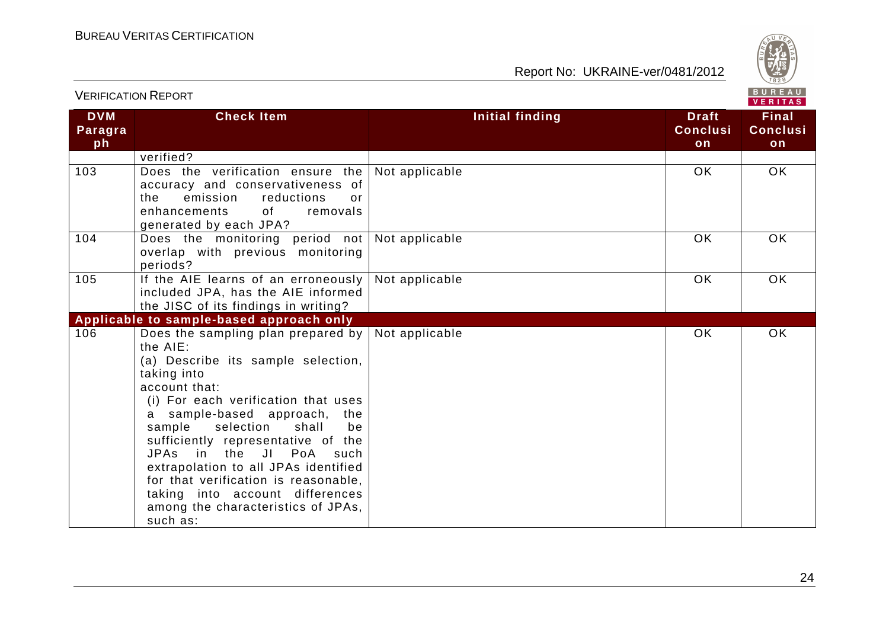| DVM Paragraph | Check Item | Initial finding | Draft Conclusion | Final Conclusion |
|---|---|---|---|---|
| | verified? | | | |
| 103 | Does the verification ensure the accuracy and conservativeness of the emission reductions or enhancements of removals generated by each JPA? | Not applicable | OK | OK |
| 104 | Does the monitoring period not overlap with previous monitoring periods? | Not applicable | OK | OK |
| 105 | If the AIE learns of an erroneously included JPA, has the AIE informed the JISC of its findings in writing? | Not applicable | OK | OK |
| **Applicable to sample-based approach only** | | | | |
| 106 | Does the sampling plan prepared by the AIE:<br>(a) Describe its sample selection, taking into account that:<br>(i) For each verification that uses a sample-based approach, the sample selection shall be sufficiently representative of the JPAs in the JI PoA such extrapolation to all JPAs identified for that verification is reasonable, taking into account differences among the characteristics of JPAs, such as: | Not applicable | OK | OK |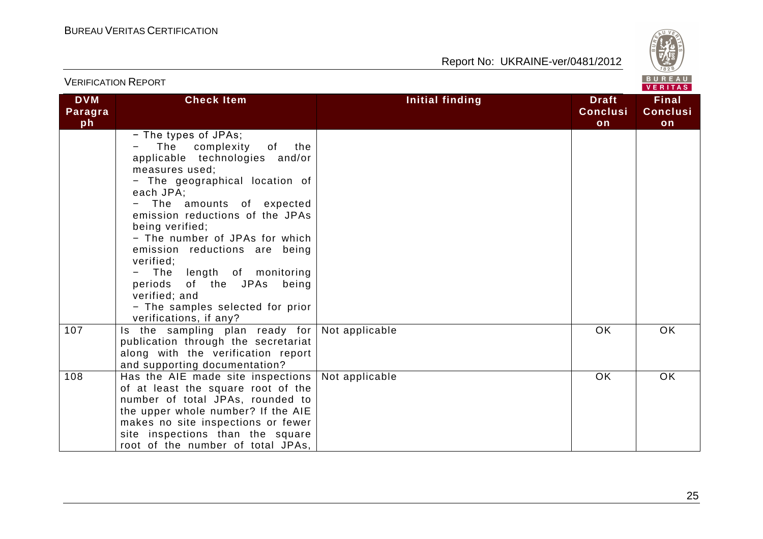| DVM Paragraph | Check Item | Initial finding | Draft Conclusion | Final Conclusion |
|---|---|---|---|---|
| | − The types of JPAs;<br>− The complexity of the applicable technologies and/or measures used;<br>− The geographical location of each JPA;<br>− The amounts of expected emission reductions of the JPAs being verified;<br>− The number of JPAs for which emission reductions are being verified;<br>− The length of monitoring periods of the JPAs being verified; and<br>− The samples selected for prior verifications, if any? | | | |
| 107 | Is the sampling plan ready for publication through the secretariat along with the verification report and supporting documentation? | Not applicable | OK | OK |
| 108 | Has the AIE made site inspections of at least the square root of the number of total JPAs, rounded to the upper whole number? If the AIE makes no site inspections or fewer site inspections than the square root of the number of total JPAs, | Not applicable | OK | OK |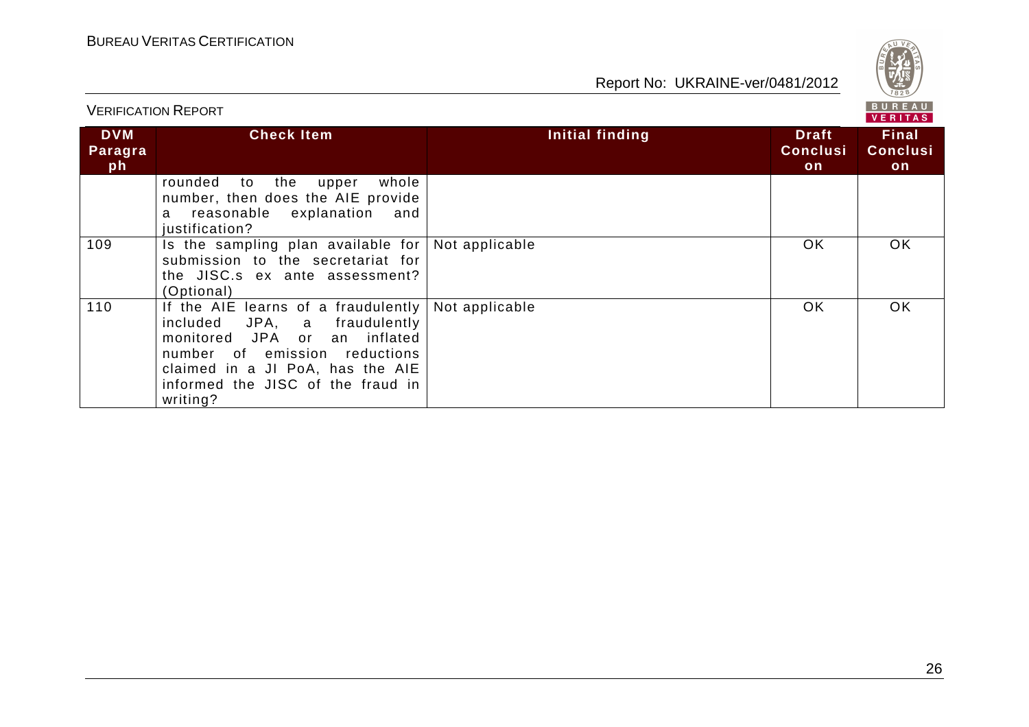| DVM Paragraph | Check Item | Initial finding | Draft Conclusion | Final Conclusion |
|---|---|---|---|---|
| | rounded to the upper whole number, then does the AIE provide a reasonable explanation and justification? | | | |
| 109 | Is the sampling plan available for submission to the secretariat for the JISC.s ex ante assessment? (Optional) | Not applicable | OK | OK |
| 110 | If the AIE learns of a fraudulently included JPA, a fraudulently monitored JPA or an inflated number of emission reductions claimed in a JI PoA, has the AIE informed the JISC of the fraud in writing? | Not applicable | OK | OK |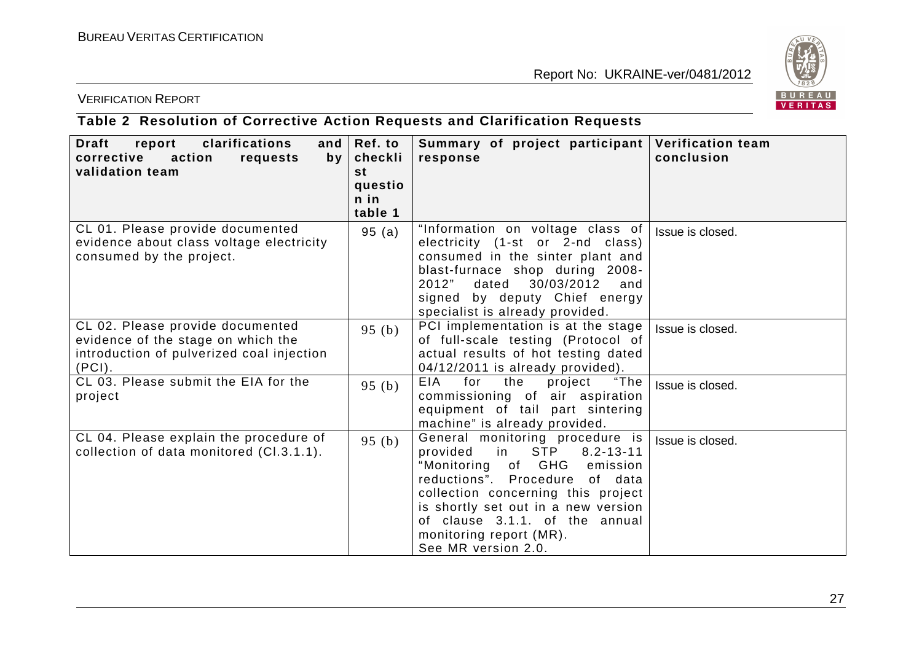## Table 2 Resolution of Corrective Action Requests and Clarification Requests

| Draft report clarifications and corrective action requests by validation team | Ref. to checklist question in table 1 | Summary of project participant response | Verification team conclusion |
|---|---|---|---|
| CL 01. Please provide documented evidence about class voltage electricity consumed by the project. | 95 (a) | "Information on voltage class of electricity (1-st or 2-nd class) consumed in the sinter plant and blast-furnace shop during 2008-2012" dated 30/03/2012 and signed by deputy Chief energy specialist is already provided. | Issue is closed. |
| CL 02. Please provide documented evidence of the stage on which the introduction of pulverized coal injection (PCI). | 95 (b) | PCI implementation is at the stage of full-scale testing (Protocol of actual results of hot testing dated 04/12/2011 is already provided). | Issue is closed. |
| CL 03. Please submit the EIA for the project | 95 (b) | EIA for the project "The commissioning of air aspiration equipment of tail part sintering machine" is already provided. | Issue is closed. |
| CL 04. Please explain the procedure of collection of data monitored (Cl.3.1.1). | 95 (b) | General monitoring procedure is provided in STP 8.2-13-11 "Monitoring of GHG emission reductions". Procedure of data collection concerning this project is shortly set out in a new version of clause 3.1.1. of the annual monitoring report (MR).<br>See MR version 2.0. | Issue is closed. |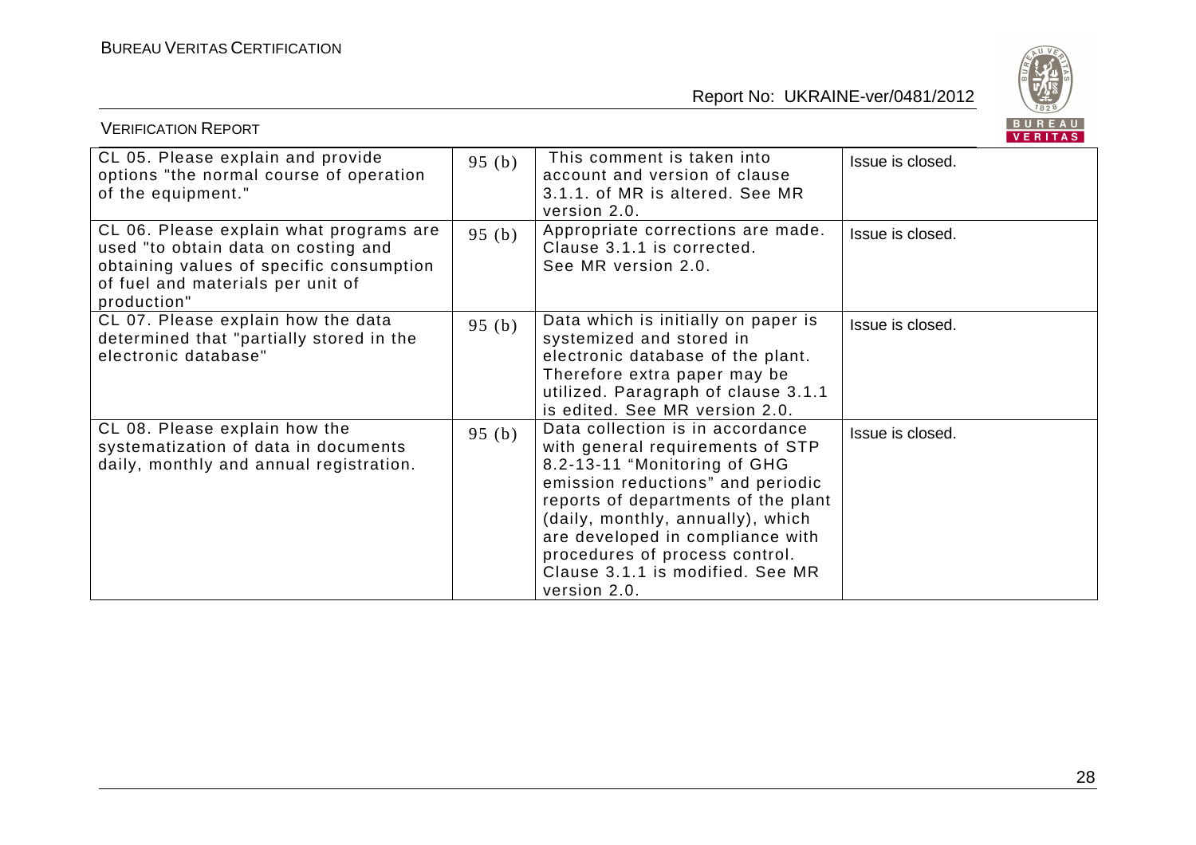| | | | |
|---|---|---|---|
| CL 05. Please explain and provide options "the normal course of operation of the equipment." | 95 (b) | This comment is taken into account and version of clause 3.1.1. of MR is altered. See MR version 2.0. | Issue is closed. |
| CL 06. Please explain what programs are used "to obtain data on costing and obtaining values of specific consumption of fuel and materials per unit of production" | 95 (b) | Appropriate corrections are made. Clause 3.1.1 is corrected. See MR version 2.0. | Issue is closed. |
| CL 07. Please explain how the data determined that "partially stored in the electronic database" | 95 (b) | Data which is initially on paper is systemized and stored in electronic database of the plant. Therefore extra paper may be utilized. Paragraph of clause 3.1.1 is edited. See MR version 2.0. | Issue is closed. |
| CL 08. Please explain how the systematization of data in documents daily, monthly and annual registration. | 95 (b) | Data collection is in accordance with general requirements of STP 8.2-13-11 "Monitoring of GHG emission reductions" and periodic reports of departments of the plant (daily, monthly, annually), which are developed in compliance with procedures of process control. Clause 3.1.1 is modified. See MR version 2.0. | Issue is closed. |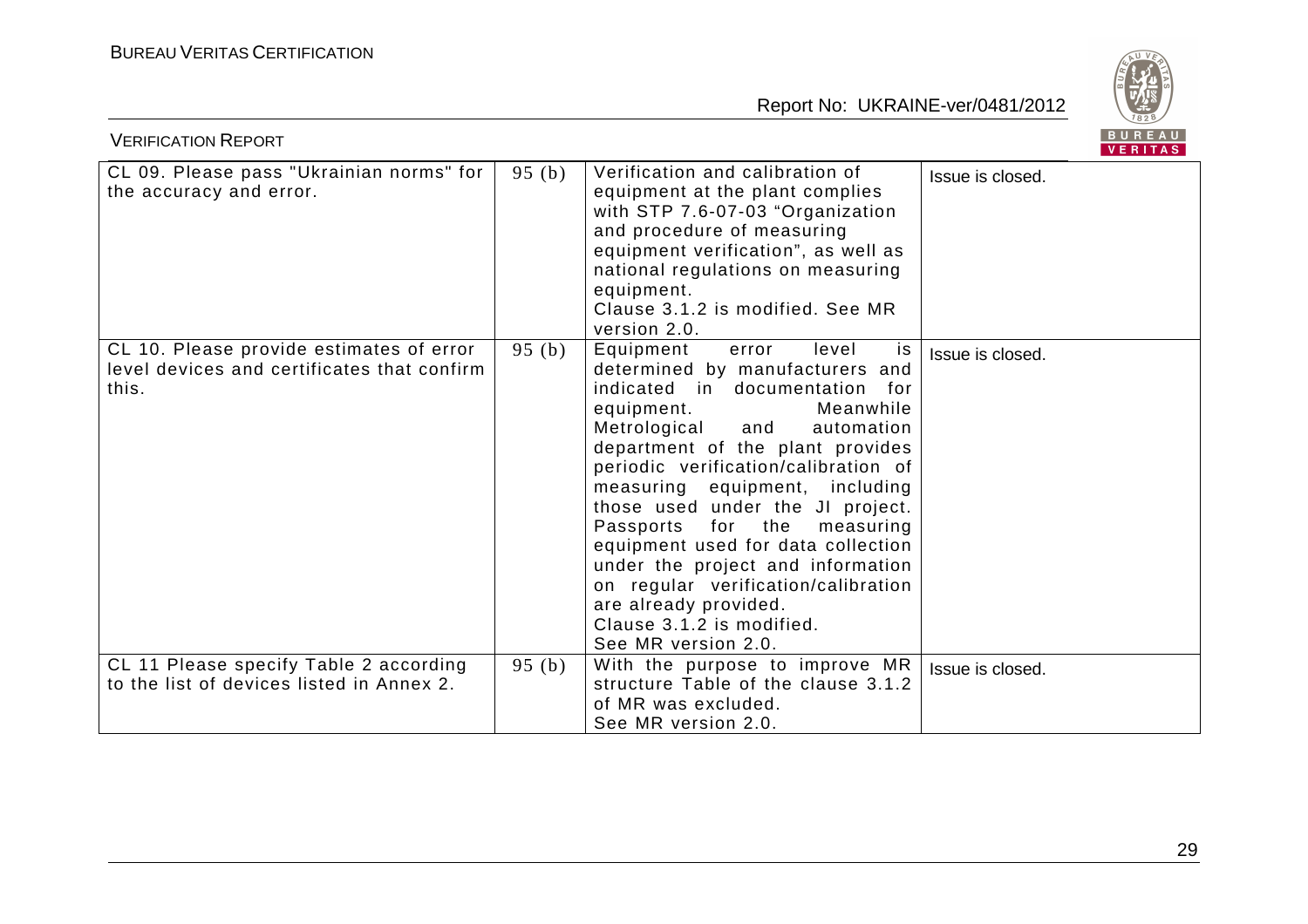| CL 09. Please pass "Ukrainian norms" for the accuracy and error. | 95 (b) | Verification and calibration of equipment at the plant complies with STP 7.6-07-03 "Organization and procedure of measuring equipment verification", as well as national regulations on measuring equipment.<br>Clause 3.1.2 is modified. See MR version 2.0. | Issue is closed. |
|---|---|---|---|
| CL 10. Please provide estimates of error level devices and certificates that confirm this. | 95 (b) | Equipment error level is determined by manufacturers and indicated in documentation for equipment. Meanwhile Metrological and automation department of the plant provides periodic verification/calibration of measuring equipment, including those used under the JI project. Passports for the measuring equipment used for data collection under the project and information on regular verification/calibration are already provided.<br>Clause 3.1.2 is modified.<br>See MR version 2.0. | Issue is closed. |
| CL 11 Please specify Table 2 according to the list of devices listed in Annex 2. | 95 (b) | With the purpose to improve MR structure Table of the clause 3.1.2 of MR was excluded.<br>See MR version 2.0. | Issue is closed. |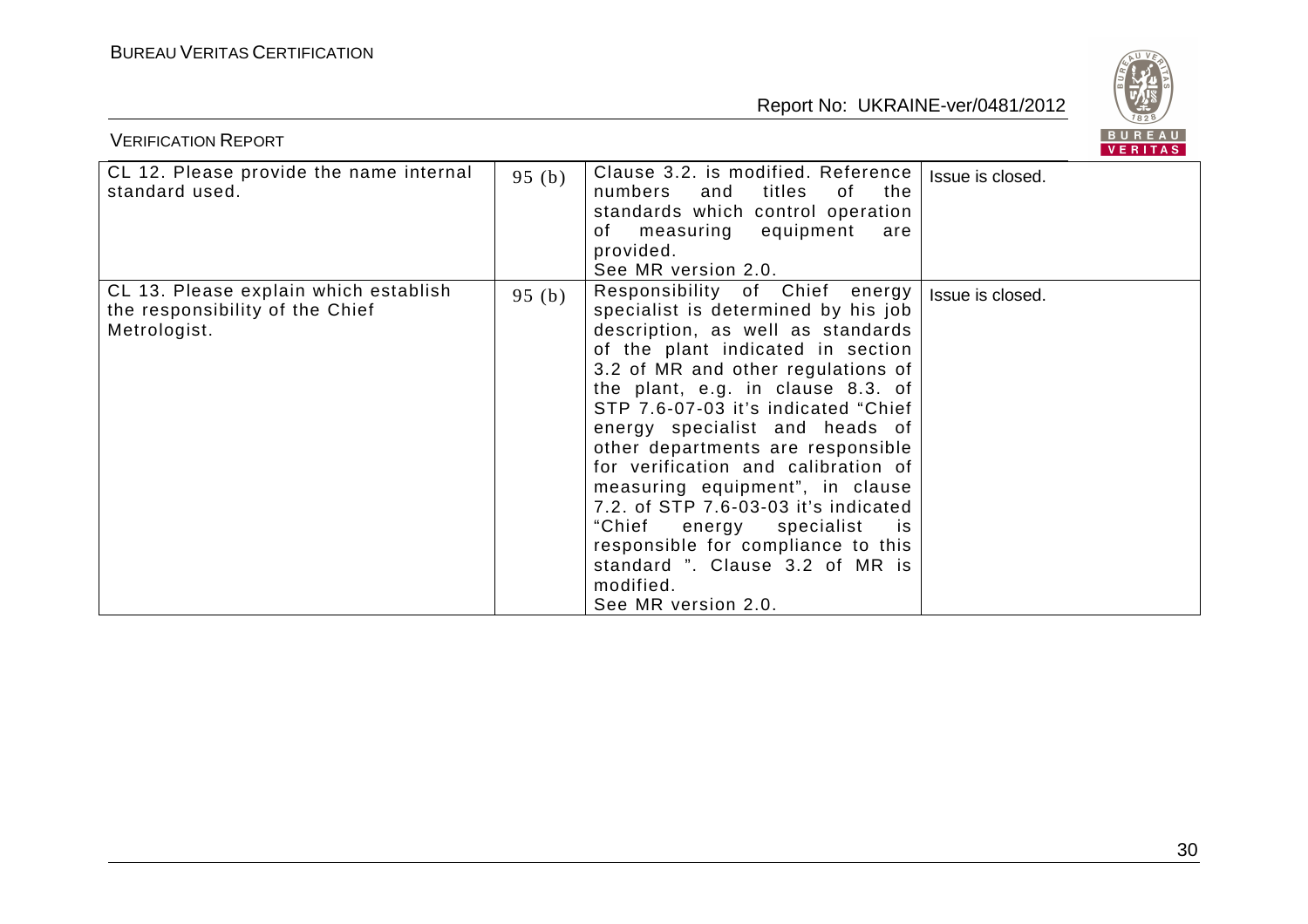| CL 12. Please provide the name internal standard used. | 95 (b) | Clause 3.2. is modified. Reference numbers and titles of the standards which control operation of measuring equipment are provided.<br>See MR version 2.0. | Issue is closed. |
|---|---|---|---|
| CL 13. Please explain which establish the responsibility of the Chief Metrologist. | 95 (b) | Responsibility of Chief energy specialist is determined by his job description, as well as standards of the plant indicated in section 3.2 of MR and other regulations of the plant, e.g. in clause 8.3. of STP 7.6-07-03 it's indicated "Chief energy specialist and heads of other departments are responsible for verification and calibration of measuring equipment", in clause 7.2. of STP 7.6-03-03 it's indicated "Chief energy specialist is responsible for compliance to this standard ". Clause 3.2 of MR is modified.<br>See MR version 2.0. | Issue is closed. |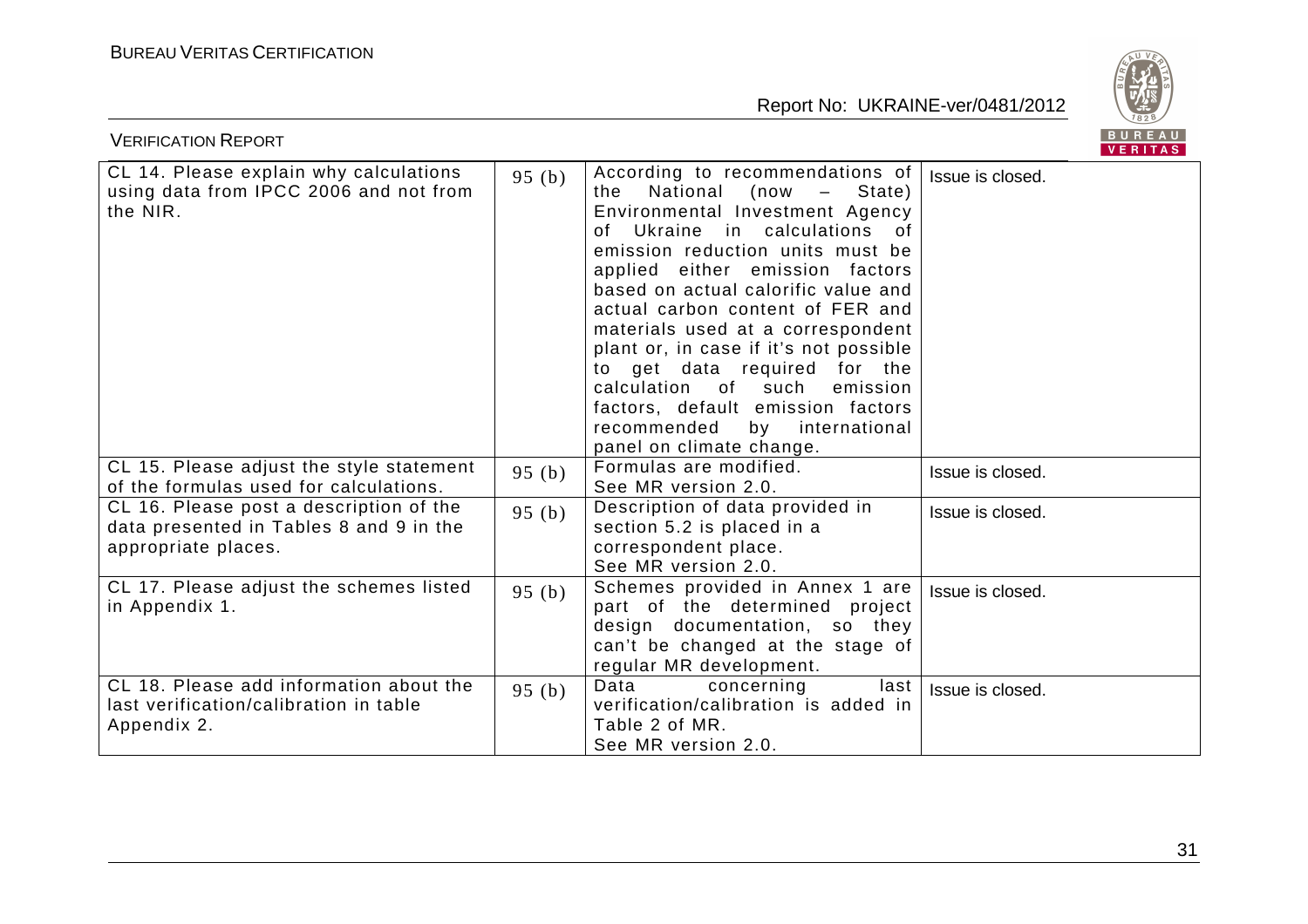| CL 14. Please explain why calculations using data from IPCC 2006 and not from the NIR. | 95 (b) | According to recommendations of the National (now – State) Environmental Investment Agency of Ukraine in calculations of emission reduction units must be applied either emission factors based on actual calorific value and actual carbon content of FER and materials used at a correspondent plant or, in case if it's not possible to get data required for the calculation of such emission factors, default emission factors recommended by international panel on climate change. | Issue is closed. |
|---|---|---|---|
| CL 15. Please adjust the style statement of the formulas used for calculations. | 95 (b) | Formulas are modified. See MR version 2.0. | Issue is closed. |
| CL 16. Please post a description of the data presented in Tables 8 and 9 in the appropriate places. | 95 (b) | Description of data provided in section 5.2 is placed in a correspondent place. See MR version 2.0. | Issue is closed. |
| CL 17. Please adjust the schemes listed in Appendix 1. | 95 (b) | Schemes provided in Annex 1 are part of the determined project design documentation, so they can't be changed at the stage of regular MR development. | Issue is closed. |
| CL 18. Please add information about the last verification/calibration in table Appendix 2. | 95 (b) | Data concerning last verification/calibration is added in Table 2 of MR. See MR version 2.0. | Issue is closed. |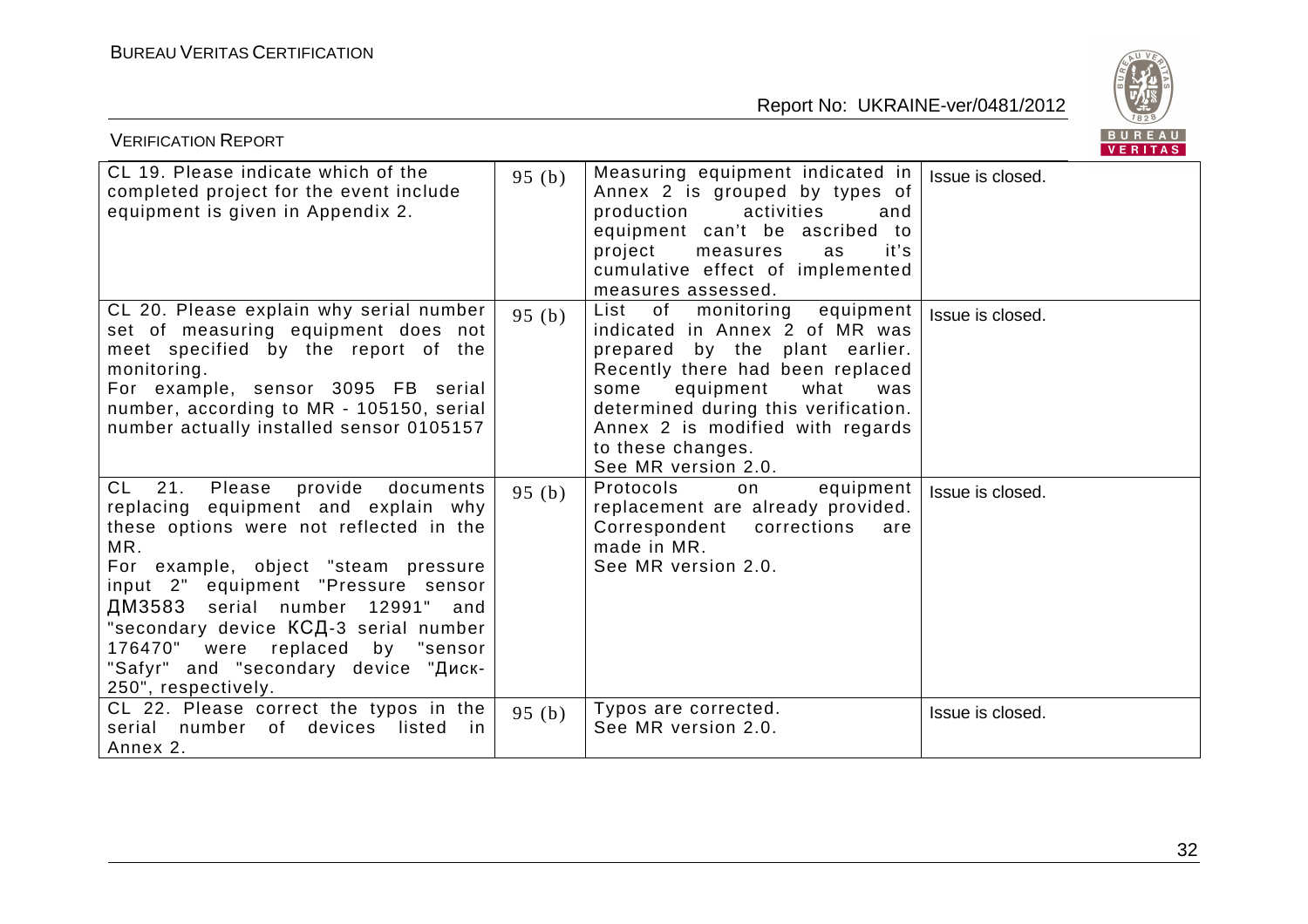| | | | |
|---|---|---|---|
| CL 19. Please indicate which of the completed project for the event include equipment is given in Appendix 2. | 95 (b) | Measuring equipment indicated in Annex 2 is grouped by types of production activities and equipment can't be ascribed to project measures as it's cumulative effect of implemented measures assessed. | Issue is closed. |
| CL 20. Please explain why serial number set of measuring equipment does not meet specified by the report of the monitoring.<br>For example, sensor 3095 FB serial number, according to MR - 105150, serial number actually installed sensor 0105157 | 95 (b) | List of monitoring equipment indicated in Annex 2 of MR was prepared by the plant earlier. Recently there had been replaced some equipment what was determined during this verification. Annex 2 is modified with regards to these changes.<br>See MR version 2.0. | Issue is closed. |
| CL 21. Please provide documents replacing equipment and explain why these options were not reflected in the MR.<br>For example, object "steam pressure input 2" equipment "Pressure sensor ДМ3583 serial number 12991" and "secondary device КСД-3 serial number 176470" were replaced by "sensor "Safyr" and "secondary device "Диск-250", respectively. | 95 (b) | Protocols on equipment replacement are already provided. Correspondent corrections are made in MR.<br>See MR version 2.0. | Issue is closed. |
| CL 22. Please correct the typos in the serial number of devices listed in Annex 2. | 95 (b) | Typos are corrected.<br>See MR version 2.0. | Issue is closed. |